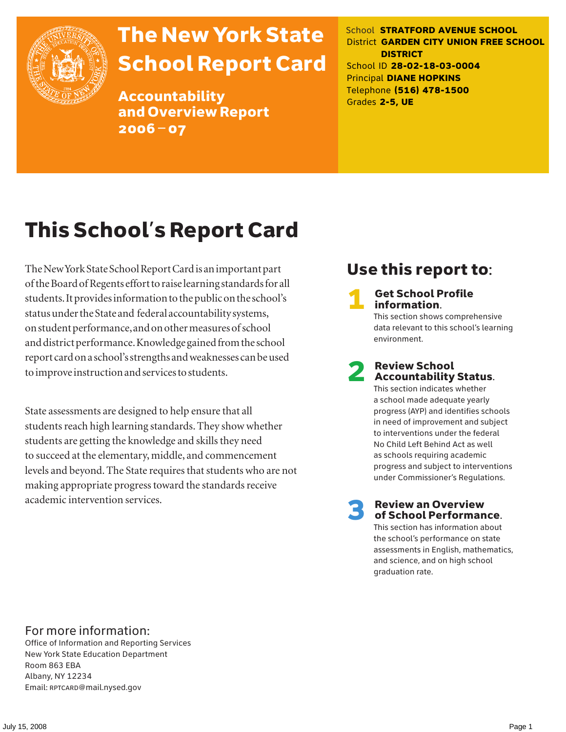# The New York State School Report Card

## Accountability and Overview Report 2006 – 07

School **STRATFORD AVENUE SCHOOL**
District **GARDEN CITY UNION FREE SCHOOL DISTRICT**
School ID **28-02-18-03-0004**
Principal **DIANE HOPKINS**
Telephone **(516) 478-1500**
Grades **2-5, UE**

# This School's Report Card

The New York State School Report Card is an important part of the Board of Regents effort to raise learning standards for all students. It provides information to the public on the school's status under the State and federal accountability systems, on student performance, and on other measures of school and district performance. Knowledge gained from the school report card on a school's strengths and weaknesses can be used to improve instruction and services to students.

State assessments are designed to help ensure that all students reach high learning standards. They show whether students are getting the knowledge and skills they need to succeed at the elementary, middle, and commencement levels and beyond. The State requires that students who are not making appropriate progress toward the standards receive academic intervention services.

## Use this report to:

**1 Get School Profile information.**
This section shows comprehensive data relevant to this school's learning environment.

**2 Review School Accountability Status.**
This section indicates whether a school made adequate yearly progress (AYP) and identifies schools in need of improvement and subject to interventions under the federal No Child Left Behind Act as well as schools requiring academic progress and subject to interventions under Commissioner's Regulations.

**3 Review an Overview of School Performance.**
This section has information about the school's performance on state assessments in English, mathematics, and science, and on high school graduation rate.

For more information:
Office of Information and Reporting Services
New York State Education Department
Room 863 EBA
Albany, NY 12234
Email: RPTCARD@mail.nysed.gov

July 15, 2008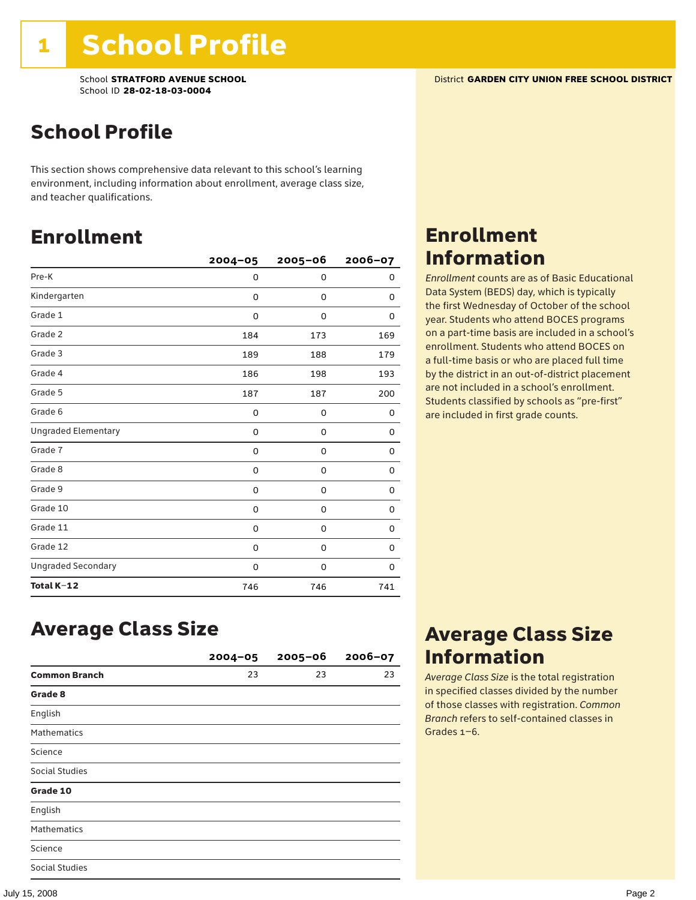# 1 School Profile

School **STRATFORD AVENUE SCHOOL**
School ID **28-02-18-03-0004**

District **GARDEN CITY UNION FREE SCHOOL DISTRICT**

## School Profile

This section shows comprehensive data relevant to this school's learning environment, including information about enrollment, average class size, and teacher qualifications.

## Enrollment

| | 2004–05 | 2005–06 | 2006–07 |
|---|---|---|---|
| Pre-K | 0 | 0 | 0 |
| Kindergarten | 0 | 0 | 0 |
| Grade 1 | 0 | 0 | 0 |
| Grade 2 | 184 | 173 | 169 |
| Grade 3 | 189 | 188 | 179 |
| Grade 4 | 186 | 198 | 193 |
| Grade 5 | 187 | 187 | 200 |
| Grade 6 | 0 | 0 | 0 |
| Ungraded Elementary | 0 | 0 | 0 |
| Grade 7 | 0 | 0 | 0 |
| Grade 8 | 0 | 0 | 0 |
| Grade 9 | 0 | 0 | 0 |
| Grade 10 | 0 | 0 | 0 |
| Grade 11 | 0 | 0 | 0 |
| Grade 12 | 0 | 0 | 0 |
| Ungraded Secondary | 0 | 0 | 0 |
| **Total K–12** | 746 | 746 | 741 |

## Enrollment Information

*Enrollment* counts are as of Basic Educational Data System (BEDS) day, which is typically the first Wednesday of October of the school year. Students who attend BOCES programs on a part-time basis are included in a school's enrollment. Students who attend BOCES on a full-time basis or who are placed full time by the district in an out-of-district placement are not included in a school's enrollment. Students classified by schools as "pre-first" are included in first grade counts.

## Average Class Size

| | 2004–05 | 2005–06 | 2006–07 |
|---|---|---|---|
| **Common Branch** | 23 | 23 | 23 |
| **Grade 8** | | | |
| English | | | |
| Mathematics | | | |
| Science | | | |
| Social Studies | | | |
| **Grade 10** | | | |
| English | | | |
| Mathematics | | | |
| Science | | | |
| Social Studies | | | |

## Average Class Size Information

*Average Class Size* is the total registration in specified classes divided by the number of those classes with registration. *Common Branch* refers to self-contained classes in Grades 1–6.

July 15, 2008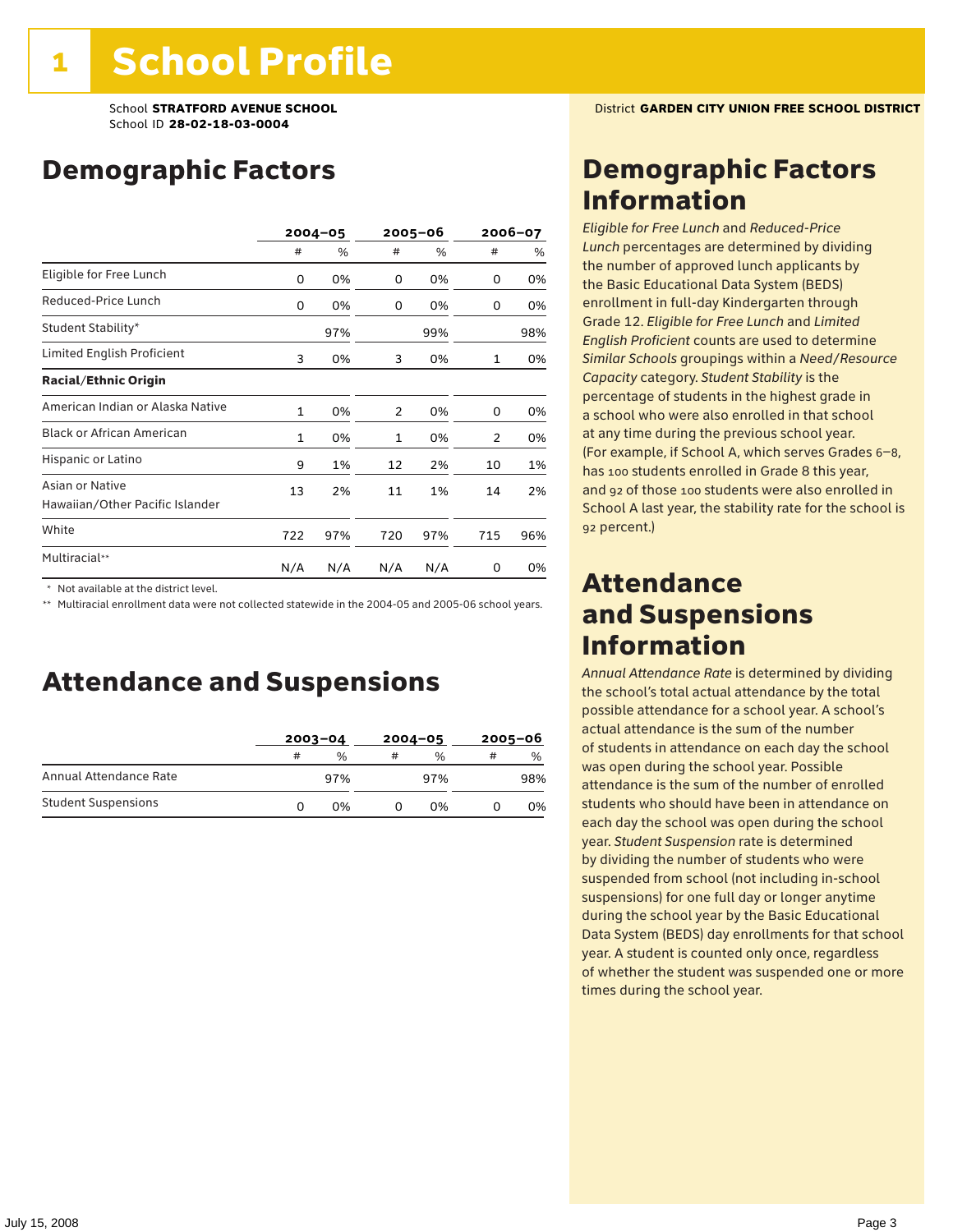# 1 School Profile

School **STRATFORD AVENUE SCHOOL**
School ID **28-02-18-03-0004**

District **GARDEN CITY UNION FREE SCHOOL DISTRICT**

## Demographic Factors

| | 2004–05 | | 2005–06 | | 2006–07 | |
|---|---|---|---|---|---|---|
| | # | % | # | % | # | % |
| Eligible for Free Lunch | 0 | 0% | 0 | 0% | 0 | 0% |
| Reduced-Price Lunch | 0 | 0% | 0 | 0% | 0 | 0% |
| Student Stability* | | 97% | | 99% | | 98% |
| Limited English Proficient | 3 | 0% | 3 | 0% | 1 | 0% |
| **Racial/Ethnic Origin** | | | | | | |
| American Indian or Alaska Native | 1 | 0% | 2 | 0% | 0 | 0% |
| Black or African American | 1 | 0% | 1 | 0% | 2 | 0% |
| Hispanic or Latino | 9 | 1% | 12 | 2% | 10 | 1% |
| Asian or Native Hawaiian/Other Pacific Islander | 13 | 2% | 11 | 1% | 14 | 2% |
| White | 722 | 97% | 720 | 97% | 715 | 96% |
| Multiracial** | N/A | N/A | N/A | N/A | 0 | 0% |

\* Not available at the district level.
\** Multiracial enrollment data were not collected statewide in the 2004-05 and 2005-06 school years.

## Attendance and Suspensions

| | 2003–04 | | 2004–05 | | 2005–06 | |
|---|---|---|---|---|---|---|
| | # | % | # | % | # | % |
| Annual Attendance Rate | | 97% | | 97% | | 98% |
| Student Suspensions | 0 | 0% | 0 | 0% | 0 | 0% |

## Demographic Factors Information

*Eligible for Free Lunch* and *Reduced-Price Lunch* percentages are determined by dividing the number of approved lunch applicants by the Basic Educational Data System (BEDS) enrollment in full-day Kindergarten through Grade 12. *Eligible for Free Lunch* and *Limited English Proficient* counts are used to determine *Similar Schools* groupings within a *Need/Resource Capacity* category. *Student Stability* is the percentage of students in the highest grade in a school who were also enrolled in that school at any time during the previous school year. (For example, if School A, which serves Grades 6–8, has 100 students enrolled in Grade 8 this year, and 92 of those 100 students were also enrolled in School A last year, the stability rate for the school is 92 percent.)

## Attendance and Suspensions Information

*Annual Attendance Rate* is determined by dividing the school's total actual attendance by the total possible attendance for a school year. A school's actual attendance is the sum of the number of students in attendance on each day the school was open during the school year. Possible attendance is the sum of the number of enrolled students who should have been in attendance on each day the school was open during the school year. *Student Suspension* rate is determined by dividing the number of students who were suspended from school (not including in-school suspensions) for one full day or longer anytime during the school year by the Basic Educational Data System (BEDS) day enrollments for that school year. A student is counted only once, regardless of whether the student was suspended one or more times during the school year.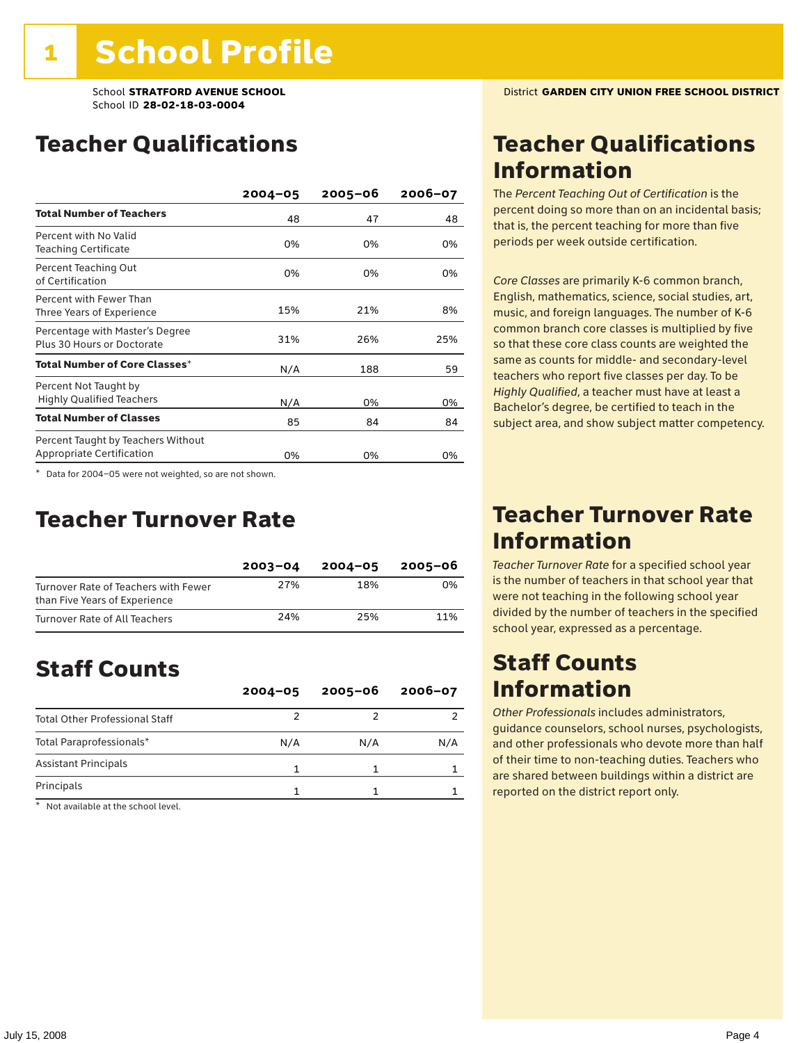# 1 School Profile

School **STRATFORD AVENUE SCHOOL**
School ID **28-02-18-03-0004**

District **GARDEN CITY UNION FREE SCHOOL DISTRICT**

## Teacher Qualifications

| | 2004–05 | 2005–06 | 2006–07 |
|---|---|---|---|
| **Total Number of Teachers** | 48 | 47 | 48 |
| Percent with No Valid Teaching Certificate | 0% | 0% | 0% |
| Percent Teaching Out of Certification | 0% | 0% | 0% |
| Percent with Fewer Than Three Years of Experience | 15% | 21% | 8% |
| Percentage with Master's Degree Plus 30 Hours or Doctorate | 31% | 26% | 25% |
| **Total Number of Core Classes*** | N/A | 188 | 59 |
| Percent Not Taught by Highly Qualified Teachers | N/A | 0% | 0% |
| **Total Number of Classes** | 85 | 84 | 84 |
| Percent Taught by Teachers Without Appropriate Certification | 0% | 0% | 0% |

\* Data for 2004–05 were not weighted, so are not shown.

## Teacher Qualifications Information

The *Percent Teaching Out of Certification* is the percent doing so more than on an incidental basis; that is, the percent teaching for more than five periods per week outside certification.

*Core Classes* are primarily K-6 common branch, English, mathematics, science, social studies, art, music, and foreign languages. The number of K-6 common branch core classes is multiplied by five so that these core class counts are weighted the same as counts for middle- and secondary-level teachers who report five classes per day. To be *Highly Qualified*, a teacher must have at least a Bachelor's degree, be certified to teach in the subject area, and show subject matter competency.

## Teacher Turnover Rate

| | 2003–04 | 2004–05 | 2005–06 |
|---|---|---|---|
| Turnover Rate of Teachers with Fewer than Five Years of Experience | 27% | 18% | 0% |
| Turnover Rate of All Teachers | 24% | 25% | 11% |

## Teacher Turnover Rate Information

*Teacher Turnover Rate* for a specified school year is the number of teachers in that school year that were not teaching in the following school year divided by the number of teachers in the specified school year, expressed as a percentage.

## Staff Counts

| | 2004–05 | 2005–06 | 2006–07 |
|---|---|---|---|
| Total Other Professional Staff | 2 | 2 | 2 |
| Total Paraprofessionals* | N/A | N/A | N/A |
| Assistant Principals | 1 | 1 | 1 |
| Principals | 1 | 1 | 1 |

\* Not available at the school level.

## Staff Counts Information

*Other Professionals* includes administrators, guidance counselors, school nurses, psychologists, and other professionals who devote more than half of their time to non-teaching duties. Teachers who are shared between buildings within a district are reported on the district report only.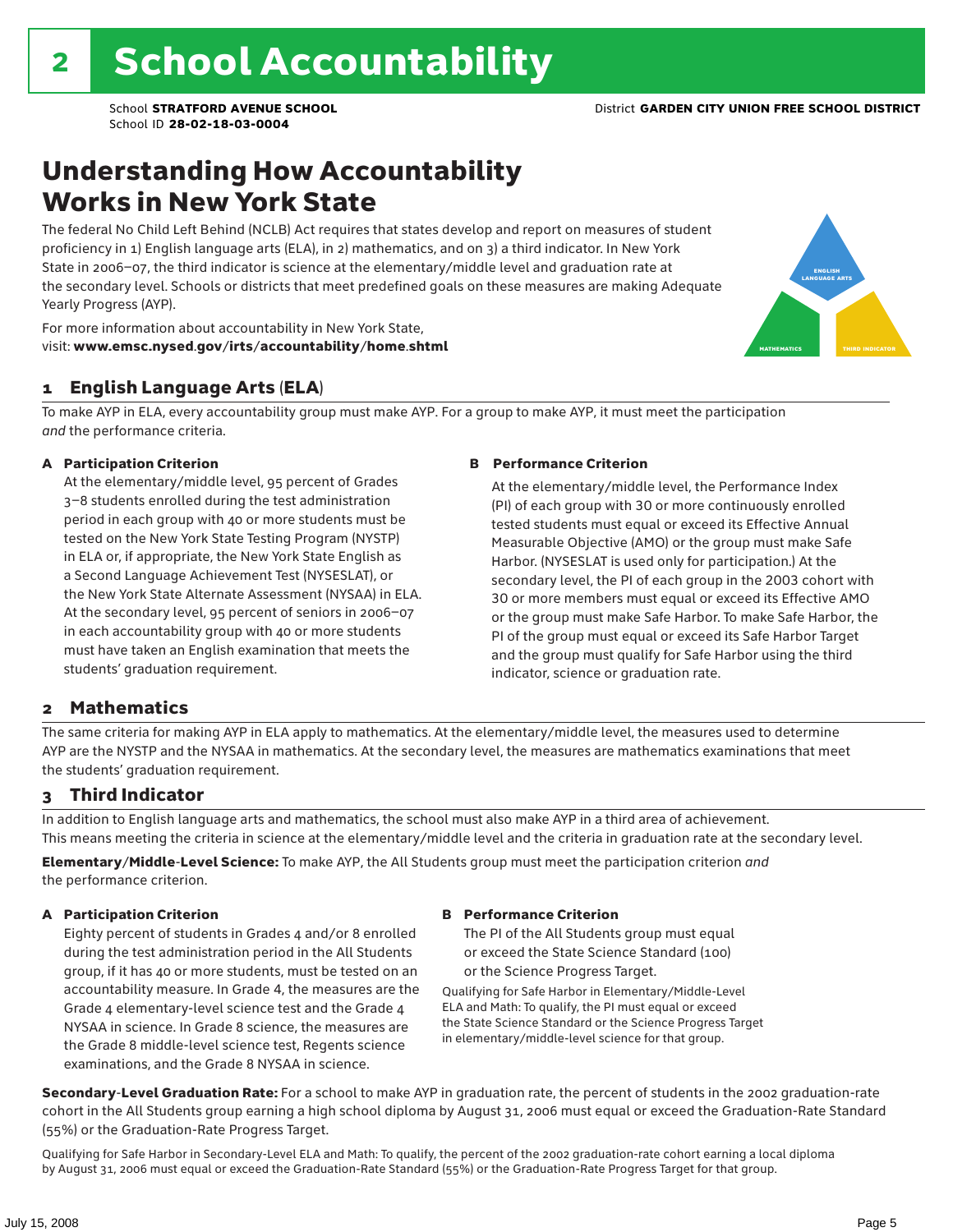# 2 School Accountability

School **STRATFORD AVENUE SCHOOL**
School ID **28-02-18-03-0004**

District **GARDEN CITY UNION FREE SCHOOL DISTRICT**

## Understanding How Accountability Works in New York State

The federal No Child Left Behind (NCLB) Act requires that states develop and report on measures of student proficiency in 1) English language arts (ELA), in 2) mathematics, and on 3) a third indicator. In New York State in 2006–07, the third indicator is science at the elementary/middle level and graduation rate at the secondary level. Schools or districts that meet predefined goals on these measures are making Adequate Yearly Progress (AYP).

For more information about accountability in New York State, visit: **www.emsc.nysed.gov/irts/accountability/home.shtml**

ENGLISH LANGUAGE ARTS
MATHEMATICS
THIRD INDICATOR

### 1 English Language Arts (ELA)

To make AYP in ELA, every accountability group must make AYP. For a group to make AYP, it must meet the participation *and* the performance criteria.

**A Participation Criterion**

At the elementary/middle level, 95 percent of Grades 3–8 students enrolled during the test administration period in each group with 40 or more students must be tested on the New York State Testing Program (NYSTP) in ELA or, if appropriate, the New York State English as a Second Language Achievement Test (NYSESLAT), or the New York State Alternate Assessment (NYSAA) in ELA. At the secondary level, 95 percent of seniors in 2006–07 in each accountability group with 40 or more students must have taken an English examination that meets the students' graduation requirement.

**B Performance Criterion**

At the elementary/middle level, the Performance Index (PI) of each group with 30 or more continuously enrolled tested students must equal or exceed its Effective Annual Measurable Objective (AMO) or the group must make Safe Harbor. (NYSESLAT is used only for participation.) At the secondary level, the PI of each group in the 2003 cohort with 30 or more members must equal or exceed its Effective AMO or the group must make Safe Harbor. To make Safe Harbor, the PI of the group must equal or exceed its Safe Harbor Target and the group must qualify for Safe Harbor using the third indicator, science or graduation rate.

### 2 Mathematics

The same criteria for making AYP in ELA apply to mathematics. At the elementary/middle level, the measures used to determine AYP are the NYSTP and the NYSAA in mathematics. At the secondary level, the measures are mathematics examinations that meet the students' graduation requirement.

### 3 Third Indicator

In addition to English language arts and mathematics, the school must also make AYP in a third area of achievement. This means meeting the criteria in science at the elementary/middle level and the criteria in graduation rate at the secondary level.

**Elementary/Middle-Level Science:** To make AYP, the All Students group must meet the participation criterion *and* the performance criterion.

**A Participation Criterion**

Eighty percent of students in Grades 4 and/or 8 enrolled during the test administration period in the All Students group, if it has 40 or more students, must be tested on an accountability measure. In Grade 4, the measures are the Grade 4 elementary-level science test and the Grade 4 NYSAA in science. In Grade 8 science, the measures are the Grade 8 middle-level science test, Regents science examinations, and the Grade 8 NYSAA in science.

**B Performance Criterion**

The PI of the All Students group must equal or exceed the State Science Standard (100) or the Science Progress Target.

Qualifying for Safe Harbor in Elementary/Middle-Level ELA and Math: To qualify, the PI must equal or exceed the State Science Standard or the Science Progress Target in elementary/middle-level science for that group.

**Secondary-Level Graduation Rate:** For a school to make AYP in graduation rate, the percent of students in the 2002 graduation-rate cohort in the All Students group earning a high school diploma by August 31, 2006 must equal or exceed the Graduation-Rate Standard (55%) or the Graduation-Rate Progress Target.

Qualifying for Safe Harbor in Secondary-Level ELA and Math: To qualify, the percent of the 2002 graduation-rate cohort earning a local diploma by August 31, 2006 must equal or exceed the Graduation-Rate Standard (55%) or the Graduation-Rate Progress Target for that group.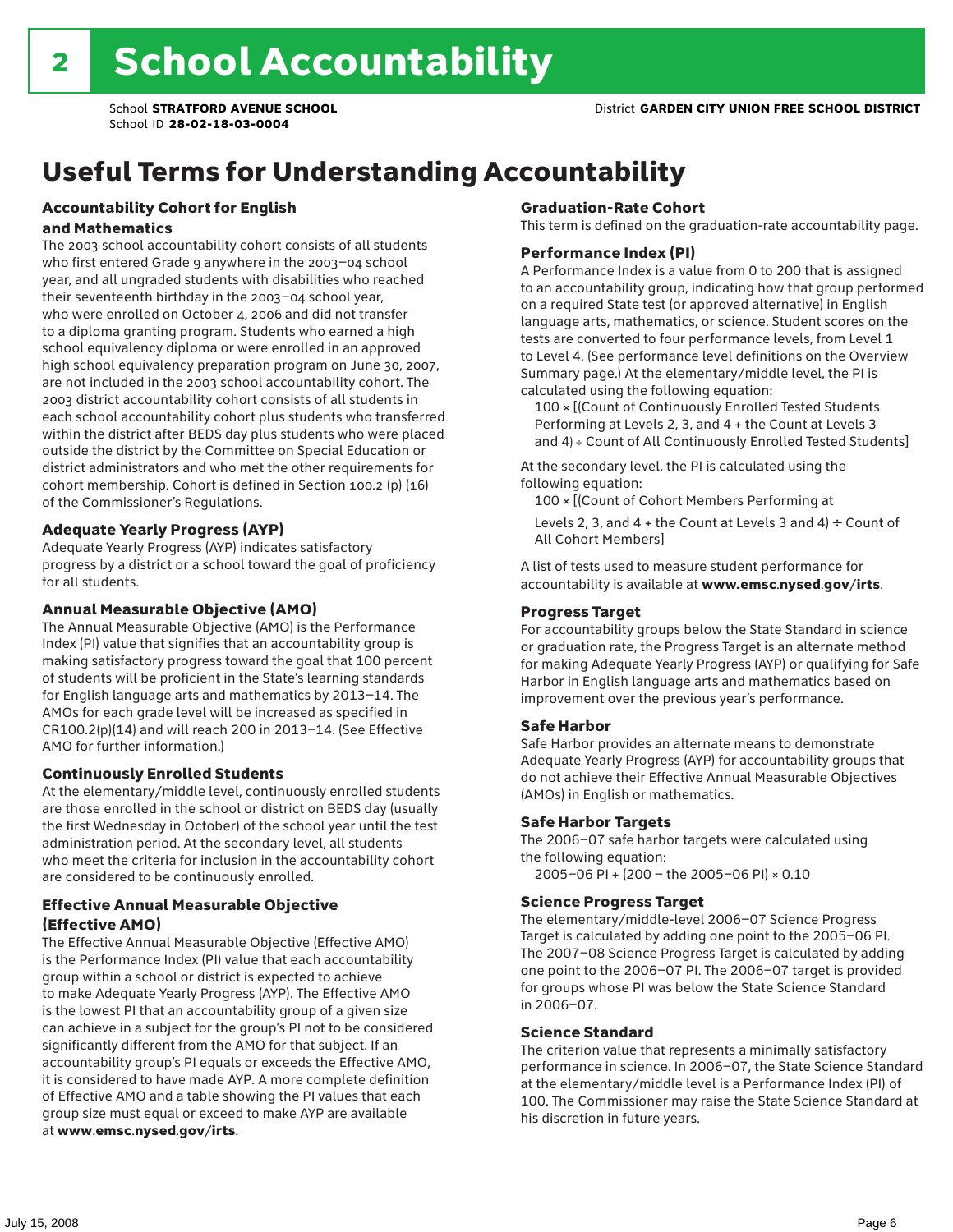# 2 School Accountability

School **STRATFORD AVENUE SCHOOL**
School ID **28-02-18-03-0004**

District **GARDEN CITY UNION FREE SCHOOL DISTRICT**

## Useful Terms for Understanding Accountability

### Accountability Cohort for English and Mathematics

The 2003 school accountability cohort consists of all students who first entered Grade 9 anywhere in the 2003–04 school year, and all ungraded students with disabilities who reached their seventeenth birthday in the 2003–04 school year, who were enrolled on October 4, 2006 and did not transfer to a diploma granting program. Students who earned a high school equivalency diploma or were enrolled in an approved high school equivalency preparation program on June 30, 2007, are not included in the 2003 school accountability cohort. The 2003 district accountability cohort consists of all students in each school accountability cohort plus students who transferred within the district after BEDS day plus students who were placed outside the district by the Committee on Special Education or district administrators and who met the other requirements for cohort membership. Cohort is defined in Section 100.2 (p) (16) of the Commissioner's Regulations.

### Adequate Yearly Progress (AYP)

Adequate Yearly Progress (AYP) indicates satisfactory progress by a district or a school toward the goal of proficiency for all students.

### Annual Measurable Objective (AMO)

The Annual Measurable Objective (AMO) is the Performance Index (PI) value that signifies that an accountability group is making satisfactory progress toward the goal that 100 percent of students will be proficient in the State's learning standards for English language arts and mathematics by 2013–14. The AMOs for each grade level will be increased as specified in CR100.2(p)(14) and will reach 200 in 2013–14. (See Effective AMO for further information.)

### Continuously Enrolled Students

At the elementary/middle level, continuously enrolled students are those enrolled in the school or district on BEDS day (usually the first Wednesday in October) of the school year until the test administration period. At the secondary level, all students who meet the criteria for inclusion in the accountability cohort are considered to be continuously enrolled.

### Effective Annual Measurable Objective (Effective AMO)

The Effective Annual Measurable Objective (Effective AMO) is the Performance Index (PI) value that each accountability group within a school or district is expected to achieve to make Adequate Yearly Progress (AYP). The Effective AMO is the lowest PI that an accountability group of a given size can achieve in a subject for the group's PI not to be considered significantly different from the AMO for that subject. If an accountability group's PI equals or exceeds the Effective AMO, it is considered to have made AYP. A more complete definition of Effective AMO and a table showing the PI values that each group size must equal or exceed to make AYP are available at **www.emsc.nysed.gov/irts**.

### Graduation-Rate Cohort

This term is defined on the graduation-rate accountability page.

### Performance Index (PI)

A Performance Index is a value from 0 to 200 that is assigned to an accountability group, indicating how that group performed on a required State test (or approved alternative) in English language arts, mathematics, or science. Student scores on the tests are converted to four performance levels, from Level 1 to Level 4. (See performance level definitions on the Overview Summary page.) At the elementary/middle level, the PI is calculated using the following equation:

100 × [(Count of Continuously Enrolled Tested Students Performing at Levels 2, 3, and 4 + the Count at Levels 3 and 4) ÷ Count of All Continuously Enrolled Tested Students]

At the secondary level, the PI is calculated using the following equation:

100 × [(Count of Cohort Members Performing at Levels 2, 3, and 4 + the Count at Levels 3 and 4) ÷ Count of All Cohort Members]

A list of tests used to measure student performance for accountability is available at **www.emsc.nysed.gov/irts**.

### Progress Target

For accountability groups below the State Standard in science or graduation rate, the Progress Target is an alternate method for making Adequate Yearly Progress (AYP) or qualifying for Safe Harbor in English language arts and mathematics based on improvement over the previous year's performance.

### Safe Harbor

Safe Harbor provides an alternate means to demonstrate Adequate Yearly Progress (AYP) for accountability groups that do not achieve their Effective Annual Measurable Objectives (AMOs) in English or mathematics.

### Safe Harbor Targets

The 2006–07 safe harbor targets were calculated using the following equation:

2005–06 PI + (200 – the 2005–06 PI) × 0.10

### Science Progress Target

The elementary/middle-level 2006–07 Science Progress Target is calculated by adding one point to the 2005–06 PI. The 2007–08 Science Progress Target is calculated by adding one point to the 2006–07 PI. The 2006–07 target is provided for groups whose PI was below the State Science Standard in 2006–07.

### Science Standard

The criterion value that represents a minimally satisfactory performance in science. In 2006–07, the State Science Standard at the elementary/middle level is a Performance Index (PI) of 100. The Commissioner may raise the State Science Standard at his discretion in future years.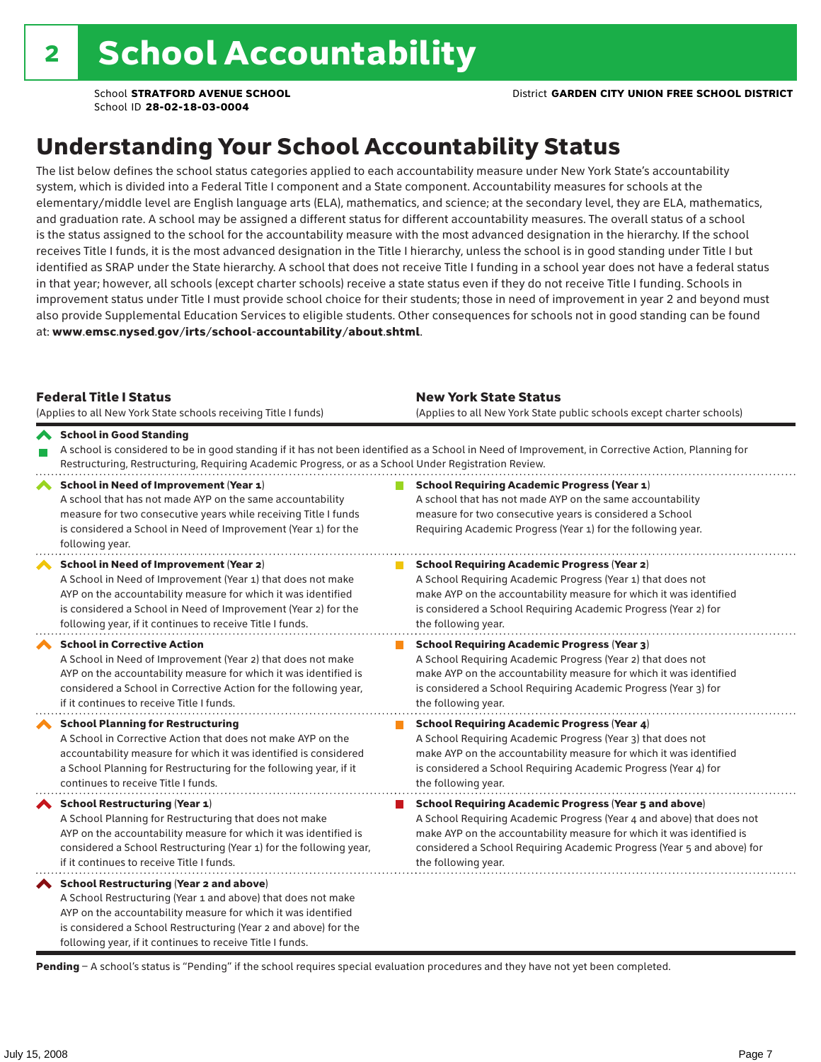# 2 School Accountability

School **STRATFORD AVENUE SCHOOL**
School ID **28-02-18-03-0004**

District **GARDEN CITY UNION FREE SCHOOL DISTRICT**

## Understanding Your School Accountability Status

The list below defines the school status categories applied to each accountability measure under New York State's accountability system, which is divided into a Federal Title I component and a State component. Accountability measures for schools at the elementary/middle level are English language arts (ELA), mathematics, and science; at the secondary level, they are ELA, mathematics, and graduation rate. A school may be assigned a different status for different accountability measures. The overall status of a school is the status assigned to the school for the accountability measure with the most advanced designation in the hierarchy. If the school receives Title I funds, it is the most advanced designation in the Title I hierarchy, unless the school is in good standing under Title I but identified as SRAP under the State hierarchy. A school that does not receive Title I funding in a school year does not have a federal status in that year; however, all schools (except charter schools) receive a state status even if they do not receive Title I funding. Schools in improvement status under Title I must provide school choice for their students; those in need of improvement in year 2 and beyond must also provide Supplemental Education Services to eligible students. Other consequences for schools not in good standing can be found at: **www.emsc.nysed.gov/irts/school-accountability/about.shtml**.

| **Federal Title I Status** (Applies to all New York State schools receiving Title I funds) | **New York State Status** (Applies to all New York State public schools except charter schools) |
|---|---|
| **School in Good Standing** A school is considered to be in good standing if it has not been identified as a School in Need of Improvement, in Corrective Action, Planning for Restructuring, Restructuring, Requiring Academic Progress, or as a School Under Registration Review. | |
| **School in Need of Improvement (Year 1)** A school that has not made AYP on the same accountability measure for two consecutive years while receiving Title I funds is considered a School in Need of Improvement (Year 1) for the following year. | **School Requiring Academic Progress (Year 1)** A school that has not made AYP on the same accountability measure for two consecutive years is considered a School Requiring Academic Progress (Year 1) for the following year. |
| **School in Need of Improvement (Year 2)** A School in Need of Improvement (Year 1) that does not make AYP on the accountability measure for which it was identified is considered a School in Need of Improvement (Year 2) for the following year, if it continues to receive Title I funds. | **School Requiring Academic Progress (Year 2)** A School Requiring Academic Progress (Year 1) that does not make AYP on the accountability measure for which it was identified is considered a School Requiring Academic Progress (Year 2) for the following year. |
| **School in Corrective Action** A School in Need of Improvement (Year 2) that does not make AYP on the accountability measure for which it was identified is considered a School in Corrective Action for the following year, if it continues to receive Title I funds. | **School Requiring Academic Progress (Year 3)** A School Requiring Academic Progress (Year 2) that does not make AYP on the accountability measure for which it was identified is considered a School Requiring Academic Progress (Year 3) for the following year. |
| **School Planning for Restructuring** A School in Corrective Action that does not make AYP on the accountability measure for which it was identified is considered a School Planning for Restructuring for the following year, if it continues to receive Title I funds. | **School Requiring Academic Progress (Year 4)** A School Requiring Academic Progress (Year 3) that does not make AYP on the accountability measure for which it was identified is considered a School Requiring Academic Progress (Year 4) for the following year. |
| **School Restructuring (Year 1)** A School Planning for Restructuring that does not make AYP on the accountability measure for which it was identified is considered a School Restructuring (Year 1) for the following year, if it continues to receive Title I funds. | **School Requiring Academic Progress (Year 5 and above)** A School Requiring Academic Progress (Year 4 and above) that does not make AYP on the accountability measure for which it was identified is considered a School Requiring Academic Progress (Year 5 and above) for the following year. |
| **School Restructuring (Year 2 and above)** A School Restructuring (Year 1 and above) that does not make AYP on the accountability measure for which it was identified is considered a School Restructuring (Year 2 and above) for the following year, if it continues to receive Title I funds. | |

**Pending** – A school's status is "Pending" if the school requires special evaluation procedures and they have not yet been completed.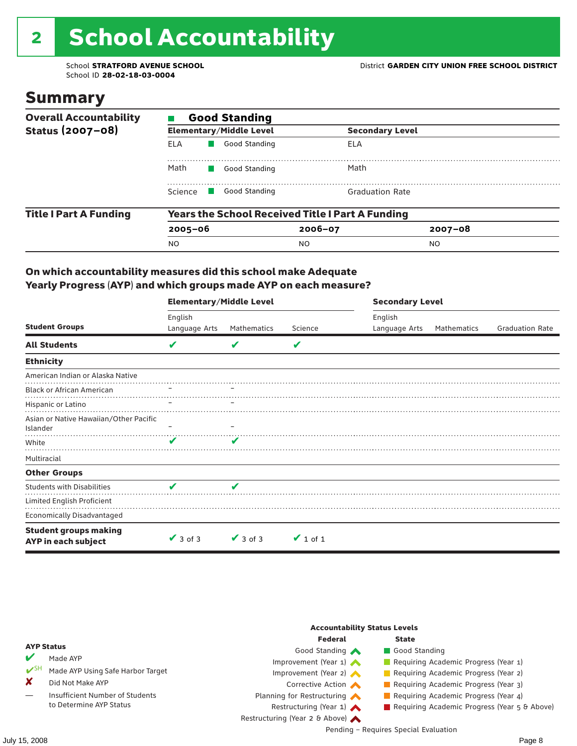# 2 School Accountability

School **STRATFORD AVENUE SCHOOL**
School ID **28-02-18-03-0004**

District **GARDEN CITY UNION FREE SCHOOL DISTRICT**

## Summary

**Overall Accountability Status (2007–08)**

■ **Good Standing**

| Elementary/Middle Level | | Secondary Level |
|---|---|---|
| ELA | ■ Good Standing | ELA |
| Math | ■ Good Standing | Math |
| Science | ■ Good Standing | Graduation Rate |

**Title I Part A Funding**

**Years the School Received Title I Part A Funding**

| 2005–06 | 2006–07 | 2007–08 |
|---|---|---|
| NO | NO | NO |

### On which accountability measures did this school make Adequate Yearly Progress (AYP) and which groups made AYP on each measure?

| | Elementary/Middle Level | | | Secondary Level | | |
|---|---|---|---|---|---|---|
| Student Groups | English Language Arts | Mathematics | Science | English Language Arts | Mathematics | Graduation Rate |
| **All Students** | ✔ | ✔ | ✔ | | | |
| **Ethnicity** | | | | | | |
| American Indian or Alaska Native | | | | | | |
| Black or African American | – | – | | | | |
| Hispanic or Latino | – | – | | | | |
| Asian or Native Hawaiian/Other Pacific Islander | – | – | | | | |
| White | ✔ | ✔ | | | | |
| Multiracial | | | | | | |
| **Other Groups** | | | | | | |
| Students with Disabilities | ✔ | ✔ | | | | |
| Limited English Proficient | | | | | | |
| Economically Disadvantaged | | | | | | |
| **Student groups making AYP in each subject** | ✔ 3 of 3 | ✔ 3 of 3 | ✔ 1 of 1 | | | |

**AYP Status**

- ✔ Made AYP
- ✔SH Made AYP Using Safe Harbor Target
- ✘ Did Not Make AYP
- — Insufficient Number of Students to Determine AYP Status

**Accountability Status Levels**

| Federal | State |
|---|---|
| Good Standing | Good Standing |
| Improvement (Year 1) | Requiring Academic Progress (Year 1) |
| Improvement (Year 2) | Requiring Academic Progress (Year 2) |
| Corrective Action | Requiring Academic Progress (Year 3) |
| Planning for Restructuring | Requiring Academic Progress (Year 4) |
| Restructuring (Year 1) | Requiring Academic Progress (Year 5 & Above) |
| Restructuring (Year 2 & Above) | |

Pending – Requires Special Evaluation

July 15, 2008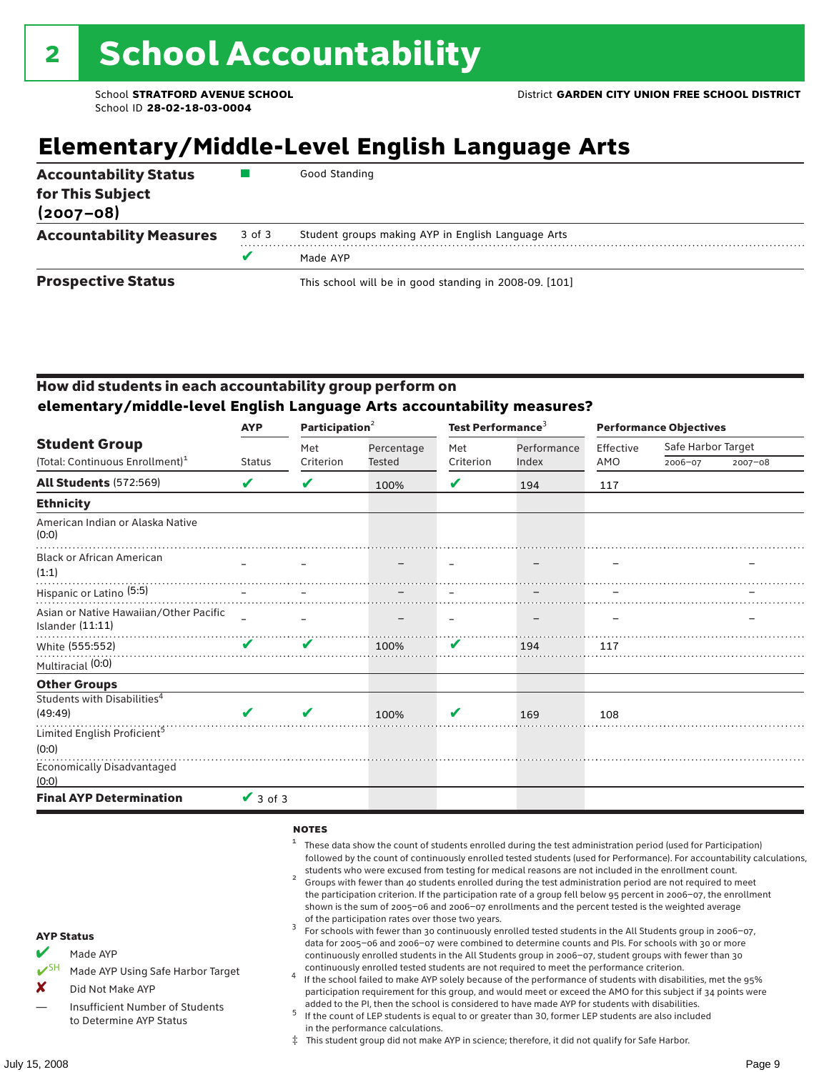# 2 School Accountability

School **STRATFORD AVENUE SCHOOL**
School ID **28-02-18-03-0004**

District **GARDEN CITY UNION FREE SCHOOL DISTRICT**

## Elementary/Middle-Level English Language Arts

| | | |
|---|---|---|
| **Accountability Status for This Subject (2007–08)** | ■ | Good Standing |
| **Accountability Measures** | 3 of 3 | Student groups making AYP in English Language Arts |
| | ✔ | Made AYP |
| **Prospective Status** | | This school will be in good standing in 2008-09. [101] |

### How did students in each accountability group perform on elementary/middle-level English Language Arts accountability measures?

| Student Group (Total: Continuous Enrollment)[1] | AYP Status | Participation[2] Met Criterion | Participation[2] Percentage Tested | Test Performance[3] Met Criterion | Test Performance[3] Performance Index | Performance Objectives Effective AMO | Safe Harbor Target 2006–07 | Safe Harbor Target 2007–08 |
|---|---|---|---|---|---|---|---|---|
| **All Students** (572:569) | ✔ | ✔ | 100% | ✔ | 194 | 117 | | |
| **Ethnicity** | | | | | | | | |
| American Indian or Alaska Native (0:0) | | | | | | | | |
| Black or African American (1:1) | – | – | – | – | – | – | | – |
| Hispanic or Latino (5:5) | – | – | – | – | – | – | | – |
| Asian or Native Hawaiian/Other Pacific Islander (11:11) | – | – | – | – | – | – | | – |
| White (555:552) | ✔ | ✔ | 100% | ✔ | 194 | 117 | | |
| Multiracial (0:0) | | | | | | | | |
| **Other Groups** | | | | | | | | |
| Students with Disabilities[4] (49:49) | ✔ | ✔ | 100% | ✔ | 169 | 108 | | |
| Limited English Proficient[5] (0:0) | | | | | | | | |
| Economically Disadvantaged (0:0) | | | | | | | | |
| **Final AYP Determination** | ✔ 3 of 3 | | | | | | | |

**AYP Status**

- ✔ Made AYP
- ✔SH Made AYP Using Safe Harbor Target
- ✘ Did Not Make AYP
- — Insufficient Number of Students to Determine AYP Status

**NOTES**

1. These data show the count of students enrolled during the test administration period (used for Participation) followed by the count of continuously enrolled tested students (used for Performance). For accountability calculations, students who were excused from testing for medical reasons are not included in the enrollment count.
2. Groups with fewer than 40 students enrolled during the test administration period are not required to meet the participation criterion. If the participation rate of a group fell below 95 percent in 2006–07, the enrollment shown is the sum of 2005–06 and 2006–07 enrollments and the percent tested is the weighted average of the participation rates over those two years.
3. For schools with fewer than 30 continuously enrolled tested students in the All Students group in 2006–07, data for 2005–06 and 2006–07 were combined to determine counts and PIs. For schools with 30 or more continuously enrolled students in the All Students group in 2006–07, student groups with fewer than 30 continuously enrolled tested students are not required to meet the performance criterion.
4. If the school failed to make AYP solely because of the performance of students with disabilities, met the 95% participation requirement for this group, and would meet or exceed the AMO for this subject if 34 points were added to the PI, then the school is considered to have made AYP for students with disabilities.
5. If the count of LEP students is equal to or greater than 30, former LEP students are also included in the performance calculations.

‡ This student group did not make AYP in science; therefore, it did not qualify for Safe Harbor.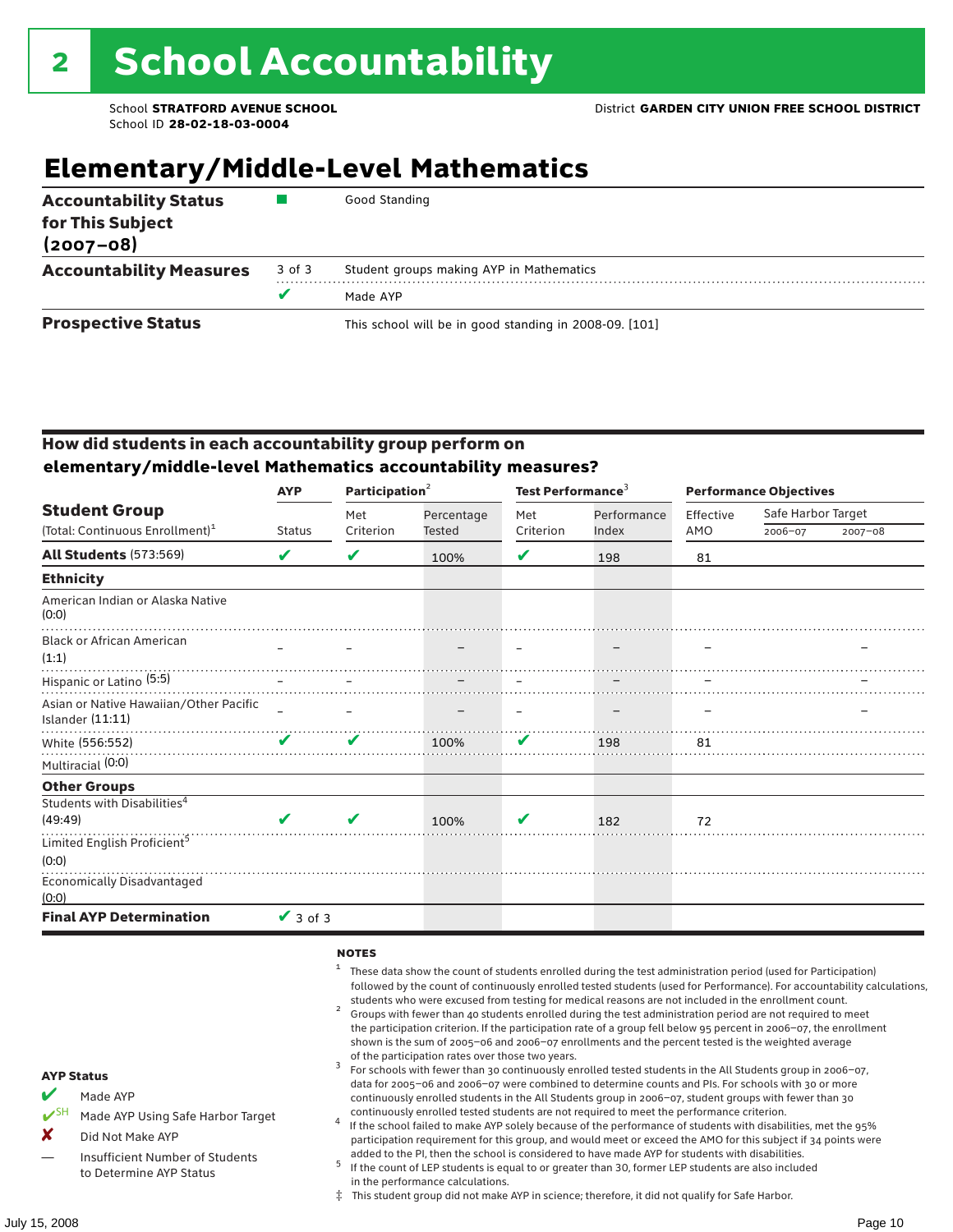# 2 School Accountability

School **STRATFORD AVENUE SCHOOL**
School ID **28-02-18-03-0004**

District **GARDEN CITY UNION FREE SCHOOL DISTRICT**

## Elementary/Middle-Level Mathematics

| | | |
|---|---|---|
| **Accountability Status for This Subject (2007–08)** | ■ | Good Standing |
| **Accountability Measures** | 3 of 3 | Student groups making AYP in Mathematics |
| | ✔ | Made AYP |
| **Prospective Status** | | This school will be in good standing in 2008-09. [101] |

### How did students in each accountability group perform on elementary/middle-level Mathematics accountability measures?

| **Student Group** (Total: Continuous Enrollment)[1] | AYP | Participation[2] | | Test Performance[3] | | Performance Objectives | | |
|---|---|---|---|---|---|---|---|---|
| | Status | Met Criterion | Percentage Tested | Met Criterion | Performance Index | Effective AMO | Safe Harbor Target 2006–07 | 2007–08 |
| **All Students** (573:569) | ✔ | ✔ | 100% | ✔ | 198 | 81 | | |
| **Ethnicity** | | | | | | | | |
| American Indian or Alaska Native (0:0) | | | | | | | | |
| Black or African American (1:1) | – | – | – | – | – | – | | – |
| Hispanic or Latino (5:5) | – | – | – | – | – | – | | – |
| Asian or Native Hawaiian/Other Pacific Islander (11:11) | – | – | – | – | – | – | | – |
| White (556:552) | ✔ | ✔ | 100% | ✔ | 198 | 81 | | |
| Multiracial (0:0) | | | | | | | | |
| **Other Groups** | | | | | | | | |
| Students with Disabilities[4] (49:49) | ✔ | ✔ | 100% | ✔ | 182 | 72 | | |
| Limited English Proficient[5] (0:0) | | | | | | | | |
| Economically Disadvantaged (0:0) | | | | | | | | |
| **Final AYP Determination** | ✔ 3 of 3 | | | | | | | |

**NOTES**

1. These data show the count of students enrolled during the test administration period (used for Participation) followed by the count of continuously enrolled tested students (used for Performance). For accountability calculations, students who were excused from testing for medical reasons are not included in the enrollment count.
2. Groups with fewer than 40 students enrolled during the test administration period are not required to meet the participation criterion. If the participation rate of a group fell below 95 percent in 2006–07, the enrollment shown is the sum of 2005–06 and 2006–07 enrollments and the percent tested is the weighted average of the participation rates over those two years.
3. For schools with fewer than 30 continuously enrolled tested students in the All Students group in 2006–07, data for 2005–06 and 2006–07 were combined to determine counts and PIs. For schools with 30 or more continuously enrolled students in the All Students group in 2006–07, student groups with fewer than 30 continuously enrolled tested students are not required to meet the performance criterion.
4. If the school failed to make AYP solely because of the performance of students with disabilities, met the 95% participation requirement for this group, and would meet or exceed the AMO for this subject if 34 points were added to the PI, then the school is considered to have made AYP for students with disabilities.
5. If the count of LEP students is equal to or greater than 30, former LEP students are also included in the performance calculations.

‡ This student group did not make AYP in science; therefore, it did not qualify for Safe Harbor.

**AYP Status**

- ✔ Made AYP
- ✔SH Made AYP Using Safe Harbor Target
- ✘ Did Not Make AYP
- — Insufficient Number of Students to Determine AYP Status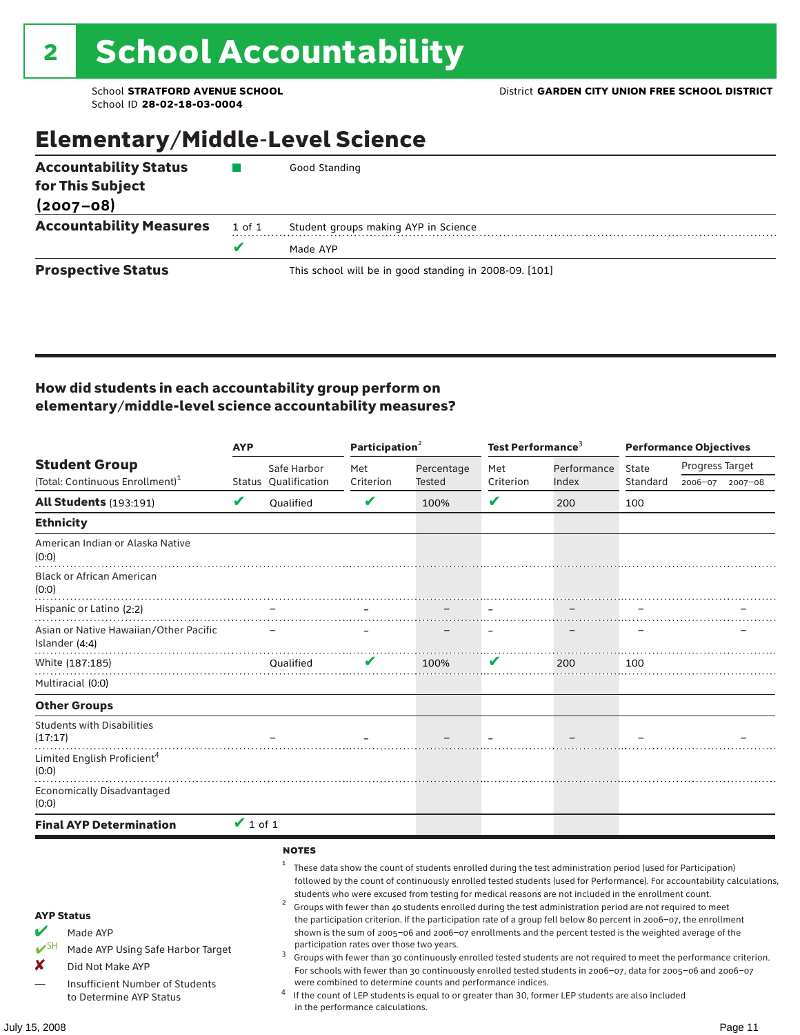# 2 School Accountability

School **STRATFORD AVENUE SCHOOL**
School ID **28-02-18-03-0004**

District **GARDEN CITY UNION FREE SCHOOL DISTRICT**

## Elementary/Middle-Level Science

| | | |
|---|---|---|
| **Accountability Status for This Subject (2007–08)** | ■ | Good Standing |
| **Accountability Measures** | 1 of 1 | Student groups making AYP in Science |
| | ✔ | Made AYP |
| **Prospective Status** | | This school will be in good standing in 2008-09. [101] |

### How did students in each accountability group perform on elementary/middle-level science accountability measures?

| Student Group (Total: Continuous Enrollment)[1] | AYP | | Participation[2] | | Test Performance[3] | | Performance Objectives | | |
|---|---|---|---|---|---|---|---|---|---|
| | Status | Safe Harbor Qualification | Met Criterion | Percentage Tested | Met Criterion | Performance Index | State Standard | Progress Target 2006–07 | Progress Target 2007–08 |
| **All Students** (193:191) | ✔ | Qualified | ✔ | 100% | ✔ | 200 | 100 | | |
| **Ethnicity** | | | | | | | | | |
| American Indian or Alaska Native (0:0) | | | | | | | | | |
| Black or African American (0:0) | | | | | | | | | |
| Hispanic or Latino (2:2) | | – | – | – | – | – | – | | – |
| Asian or Native Hawaiian/Other Pacific Islander (4:4) | | – | – | – | – | – | – | | – |
| White (187:185) | | Qualified | ✔ | 100% | ✔ | 200 | 100 | | |
| Multiracial (0:0) | | | | | | | | | |
| **Other Groups** | | | | | | | | | |
| Students with Disabilities (17:17) | | – | – | – | – | – | – | | – |
| Limited English Proficient[4] (0:0) | | | | | | | | | |
| Economically Disadvantaged (0:0) | | | | | | | | | |
| **Final AYP Determination** | ✔ 1 of 1 | | | | | | | | |

**AYP Status**

- ✔ Made AYP
- ✔SH Made AYP Using Safe Harbor Target
- ✘ Did Not Make AYP
- — Insufficient Number of Students to Determine AYP Status

**NOTES**

1. These data show the count of students enrolled during the test administration period (used for Participation) followed by the count of continuously enrolled tested students (used for Performance). For accountability calculations, students who were excused from testing for medical reasons are not included in the enrollment count.
2. Groups with fewer than 40 students enrolled during the test administration period are not required to meet the participation criterion. If the participation rate of a group fell below 80 percent in 2006–07, the enrollment shown is the sum of 2005–06 and 2006–07 enrollments and the percent tested is the weighted average of the participation rates over those two years.
3. Groups with fewer than 30 continuously enrolled tested students are not required to meet the performance criterion. For schools with fewer than 30 continuously enrolled tested students in 2006–07, data for 2005–06 and 2006–07 were combined to determine counts and performance indices.
4. If the count of LEP students is equal to or greater than 30, former LEP students are also included in the performance calculations.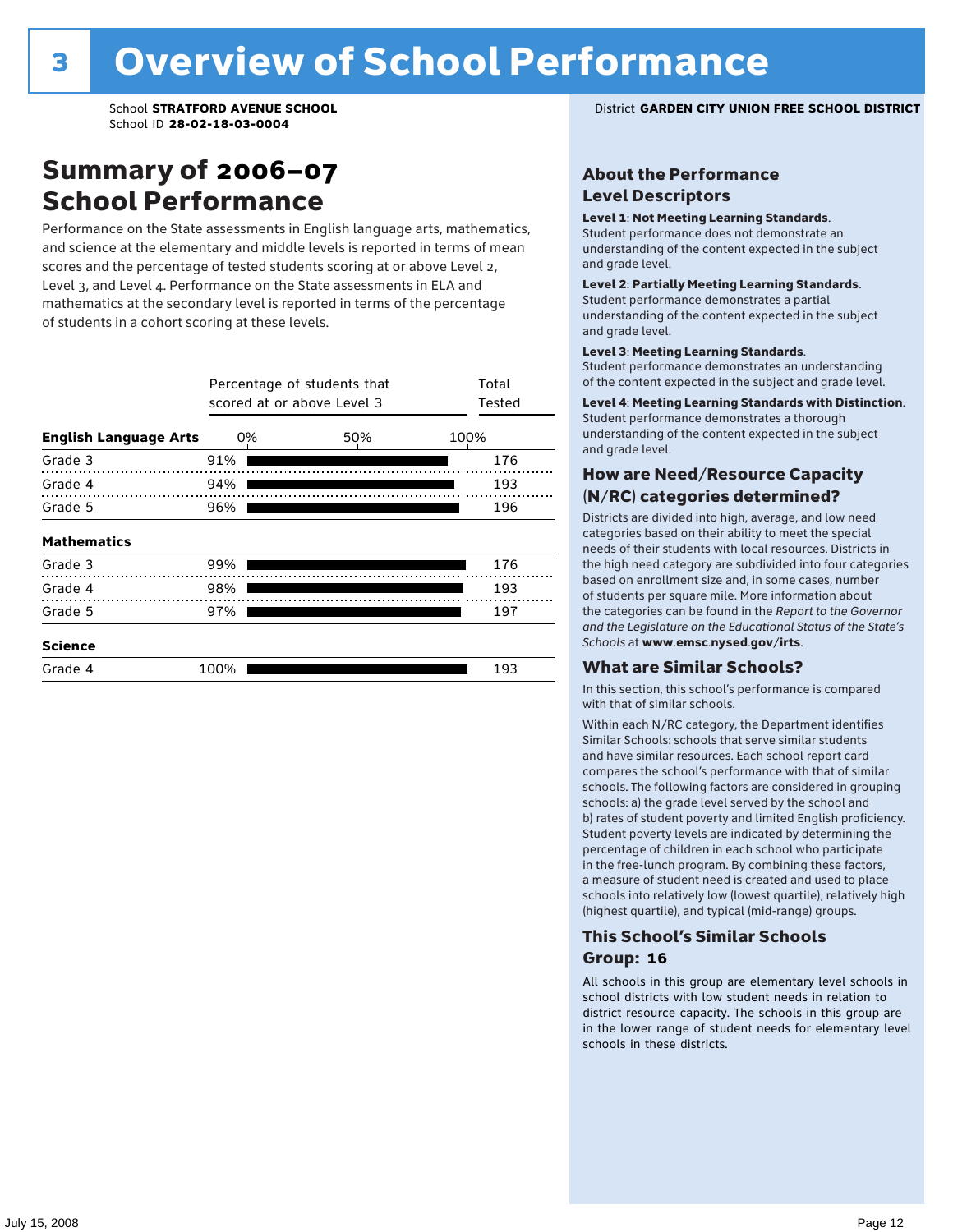# 3 Overview of School Performance

School **STRATFORD AVENUE SCHOOL**
School ID **28-02-18-03-0004**

District **GARDEN CITY UNION FREE SCHOOL DISTRICT**

## Summary of 2006–07 School Performance

Performance on the State assessments in English language arts, mathematics, and science at the elementary and middle levels is reported in terms of mean scores and the percentage of tested students scoring at or above Level 2, Level 3, and Level 4. Performance on the State assessments in ELA and mathematics at the secondary level is reported in terms of the percentage of students in a cohort scoring at these levels.

| | Percentage of students that scored at or above Level 3 | Total Tested |
|---|---|---|
| **English Language Arts** | | |
| Grade 3 | 91% | 176 |
| Grade 4 | 94% | 193 |
| Grade 5 | 96% | 196 |
| **Mathematics** | | |
| Grade 3 | 99% | 176 |
| Grade 4 | 98% | 193 |
| Grade 5 | 97% | 197 |
| **Science** | | |
| Grade 4 | 100% | 193 |

## About the Performance Level Descriptors

**Level 1**: **Not Meeting Learning Standards**. Student performance does not demonstrate an understanding of the content expected in the subject and grade level.

**Level 2**: **Partially Meeting Learning Standards**. Student performance demonstrates a partial understanding of the content expected in the subject and grade level.

**Level 3**: **Meeting Learning Standards**. Student performance demonstrates an understanding of the content expected in the subject and grade level.

**Level 4**: **Meeting Learning Standards with Distinction**. Student performance demonstrates a thorough understanding of the content expected in the subject and grade level.

## How are Need/Resource Capacity (N/RC) categories determined?

Districts are divided into high, average, and low need categories based on their ability to meet the special needs of their students with local resources. Districts in the high need category are subdivided into four categories based on enrollment size and, in some cases, number of students per square mile. More information about the categories can be found in the *Report to the Governor and the Legislature on the Educational Status of the State's Schools* at **www.emsc.nysed.gov/irts**.

## What are Similar Schools?

In this section, this school's performance is compared with that of similar schools.

Within each N/RC category, the Department identifies Similar Schools: schools that serve similar students and have similar resources. Each school report card compares the school's performance with that of similar schools. The following factors are considered in grouping schools: a) the grade level served by the school and b) rates of student poverty and limited English proficiency. Student poverty levels are indicated by determining the percentage of children in each school who participate in the free-lunch program. By combining these factors, a measure of student need is created and used to place schools into relatively low (lowest quartile), relatively high (highest quartile), and typical (mid-range) groups.

## This School's Similar Schools Group: 16

All schools in this group are elementary level schools in school districts with low student needs in relation to district resource capacity. The schools in this group are in the lower range of student needs for elementary level schools in these districts.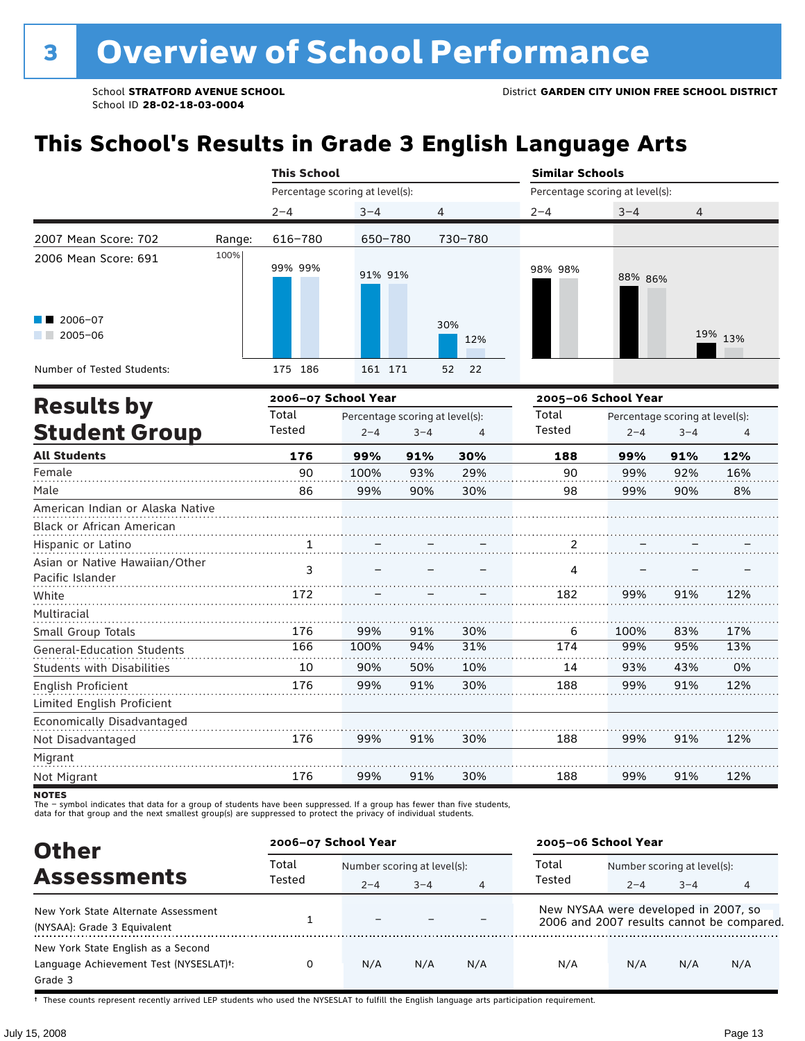# 3 Overview of School Performance

School **STRATFORD AVENUE SCHOOL**
School ID **28-02-18-03-0004**

District **GARDEN CITY UNION FREE SCHOOL DISTRICT**

## This School's Results in Grade 3 English Language Arts

This School — Percentage scoring at level(s): 2–4, 3–4, 4

Similar Schools — Percentage scoring at level(s): 2–4, 3–4, 4

2007 Mean Score: 702 — Range: 616–780, 650–780, 730–780

2006 Mean Score: 691

100%

2006–07
2005–06

This School: 99% 99% | 91% 91% | 30% 12%

Similar Schools: 98% 98% | 88% 86% | 19% 13%

Number of Tested Students: 175 186 | 161 171 | 52 22

## Results by Student Group

| | 2006–07 School Year | | | | 2005–06 School Year | | | |
|---|---|---|---|---|---|---|---|---|
| | Total Tested | Percentage scoring at level(s): 2–4 | 3–4 | 4 | Total Tested | Percentage scoring at level(s): 2–4 | 3–4 | 4 |
| **All Students** | **176** | **99%** | **91%** | **30%** | **188** | **99%** | **91%** | **12%** |
| Female | 90 | 100% | 93% | 29% | 90 | 99% | 92% | 16% |
| Male | 86 | 99% | 90% | 30% | 98 | 99% | 90% | 8% |
| American Indian or Alaska Native | | | | | | | | |
| Black or African American | | | | | | | | |
| Hispanic or Latino | 1 | – | – | – | 2 | – | – | – |
| Asian or Native Hawaiian/Other Pacific Islander | 3 | – | – | – | 4 | – | – | – |
| White | 172 | – | – | – | 182 | 99% | 91% | 12% |
| Multiracial | | | | | | | | |
| Small Group Totals | 176 | 99% | 91% | 30% | 6 | 100% | 83% | 17% |
| General-Education Students | 166 | 100% | 94% | 31% | 174 | 99% | 95% | 13% |
| Students with Disabilities | 10 | 90% | 50% | 10% | 14 | 93% | 43% | 0% |
| English Proficient | 176 | 99% | 91% | 30% | 188 | 99% | 91% | 12% |
| Limited English Proficient | | | | | | | | |
| Economically Disadvantaged | | | | | | | | |
| Not Disadvantaged | 176 | 99% | 91% | 30% | 188 | 99% | 91% | 12% |
| Migrant | | | | | | | | |
| Not Migrant | 176 | 99% | 91% | 30% | 188 | 99% | 91% | 12% |

**NOTES**
The – symbol indicates that data for a group of students have been suppressed. If a group has fewer than five students, data for that group and the next smallest group(s) are suppressed to protect the privacy of individual students.

## Other Assessments

| | 2006–07 School Year | | | | 2005–06 School Year | | | |
|---|---|---|---|---|---|---|---|---|
| | Total Tested | Number scoring at level(s): 2–4 | 3–4 | 4 | Total Tested | Number scoring at level(s): 2–4 | 3–4 | 4 |
| New York State Alternate Assessment (NYSAA): Grade 3 Equivalent | 1 | – | – | – | New NYSAA were developed in 2007, so 2006 and 2007 results cannot be compared. | | | |
| New York State English as a Second Language Achievement Test (NYSESLAT)†: Grade 3 | 0 | N/A | N/A | N/A | N/A | N/A | N/A | N/A |

† These counts represent recently arrived LEP students who used the NYSESLAT to fulfill the English language arts participation requirement.

July 15, 2008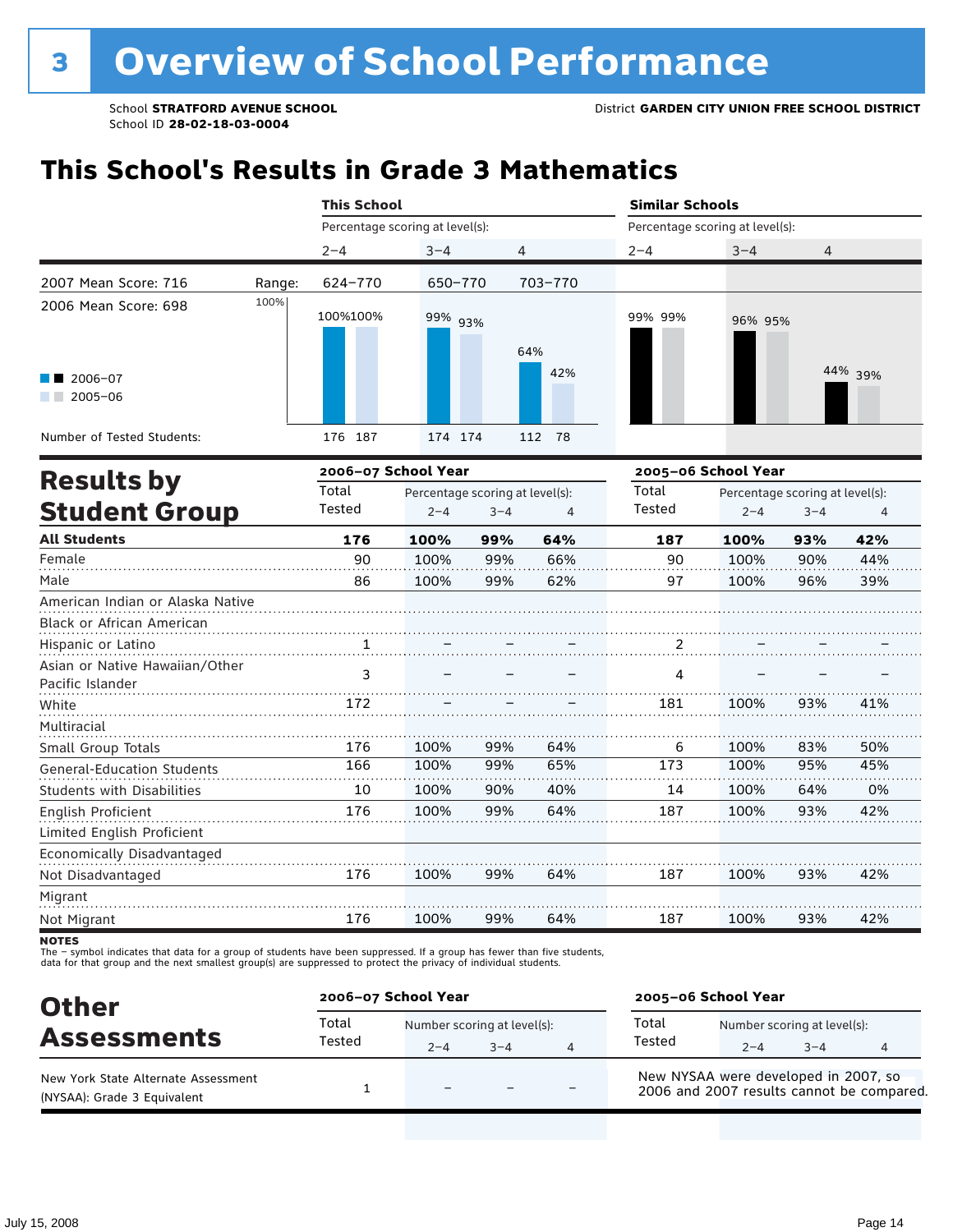# 3 Overview of School Performance

School **STRATFORD AVENUE SCHOOL**
School ID **28-02-18-03-0004**

District **GARDEN CITY UNION FREE SCHOOL DISTRICT**

## This School's Results in Grade 3 Mathematics

This School

Percentage scoring at level(s):

2–4 | 3–4 | 4

Similar Schools

Percentage scoring at level(s):

2–4 | 3–4 | 4

2007 Mean Score: 716 — Range: 624–770 | 650–770 | 703–770

2006 Mean Score: 698

100%

■ 2006–07
■ 2005–06

100% 100%
99% 93%
64% 42%

99% 99%
96% 95%
44% 39%

Number of Tested Students: 176 187 | 174 174 | 112 78

## Results by Student Group

| | 2006–07 School Year | | | | 2005–06 School Year | | | |
|---|---|---|---|---|---|---|---|---|
| | Total Tested | Percentage scoring at level(s): 2–4 | 3–4 | 4 | Total Tested | Percentage scoring at level(s): 2–4 | 3–4 | 4 |
| **All Students** | **176** | **100%** | **99%** | **64%** | **187** | **100%** | **93%** | **42%** |
| Female | 90 | 100% | 99% | 66% | 90 | 100% | 90% | 44% |
| Male | 86 | 100% | 99% | 62% | 97 | 100% | 96% | 39% |
| American Indian or Alaska Native | | | | | | | | |
| Black or African American | | | | | | | | |
| Hispanic or Latino | 1 | – | – | – | 2 | – | – | – |
| Asian or Native Hawaiian/Other Pacific Islander | 3 | – | – | – | 4 | – | – | – |
| White | 172 | – | – | – | 181 | 100% | 93% | 41% |
| Multiracial | | | | | | | | |
| Small Group Totals | 176 | 100% | 99% | 64% | 6 | 100% | 83% | 50% |
| General-Education Students | 166 | 100% | 99% | 65% | 173 | 100% | 95% | 45% |
| Students with Disabilities | 10 | 100% | 90% | 40% | 14 | 100% | 64% | 0% |
| English Proficient | 176 | 100% | 99% | 64% | 187 | 100% | 93% | 42% |
| Limited English Proficient | | | | | | | | |
| Economically Disadvantaged | | | | | | | | |
| Not Disadvantaged | 176 | 100% | 99% | 64% | 187 | 100% | 93% | 42% |
| Migrant | | | | | | | | |
| Not Migrant | 176 | 100% | 99% | 64% | 187 | 100% | 93% | 42% |

**NOTES**
The – symbol indicates that data for a group of students have been suppressed. If a group has fewer than five students, data for that group and the next smallest group(s) are suppressed to protect the privacy of individual students.

## Other Assessments

| | 2006–07 School Year | | | | 2005–06 School Year | | | |
|---|---|---|---|---|---|---|---|---|
| | Total Tested | Number scoring at level(s): 2–4 | 3–4 | 4 | Total Tested | Number scoring at level(s): 2–4 | 3–4 | 4 |
| New York State Alternate Assessment (NYSAA): Grade 3 Equivalent | 1 | – | – | – | New NYSAA were developed in 2007, so 2006 and 2007 results cannot be compared. | | | |

July 15, 2008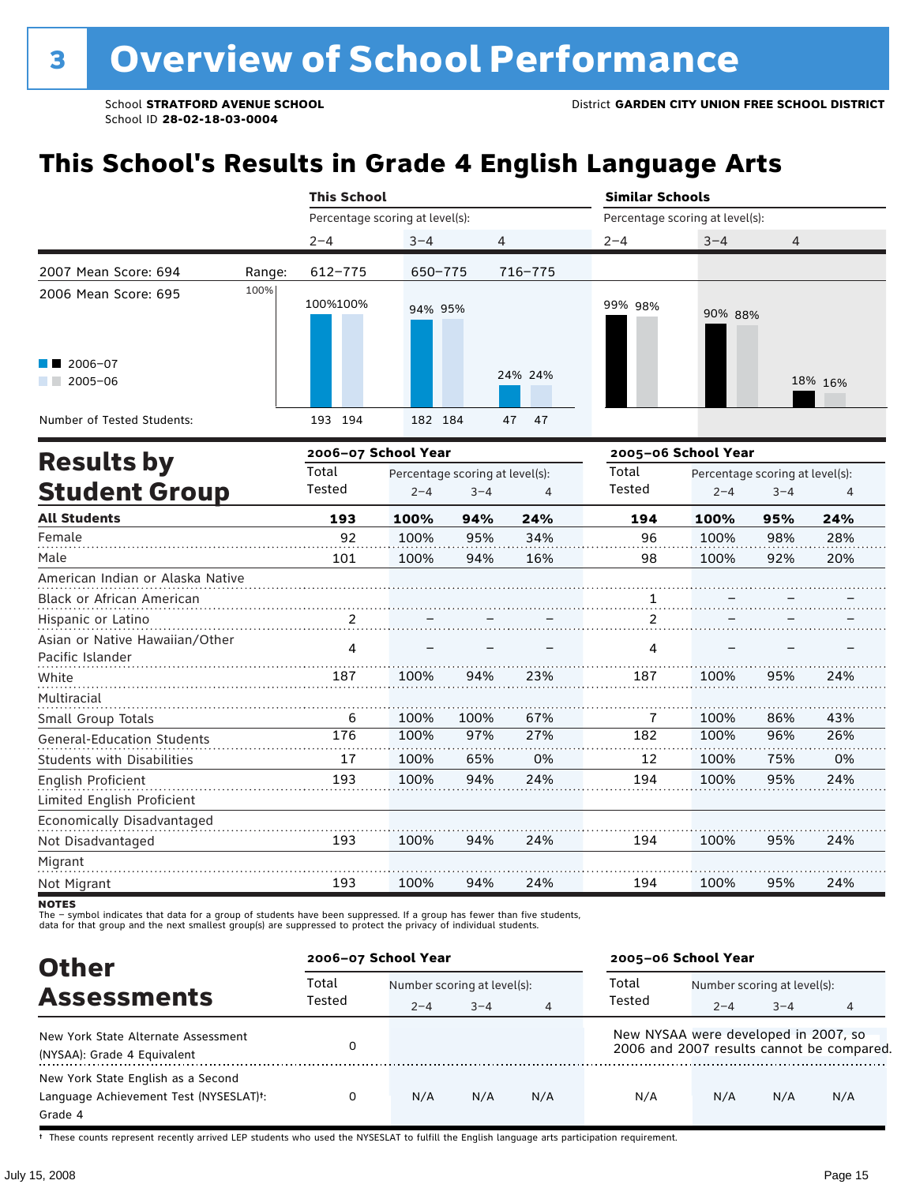# 3 Overview of School Performance

School **STRATFORD AVENUE SCHOOL**
School ID **28-02-18-03-0004**

District **GARDEN CITY UNION FREE SCHOOL DISTRICT**

## This School's Results in Grade 4 English Language Arts

This School — Percentage scoring at level(s): 2–4, 3–4, 4

Similar Schools — Percentage scoring at level(s): 2–4, 3–4, 4

2007 Mean Score: 694 — Range: 612–775, 650–775, 716–775

2006 Mean Score: 695

2006–07
2005–06

100%

100% 100%
94% 95%
24% 24%

99% 98%
90% 88%
18% 16%

Number of Tested Students: 193 194 | 182 184 | 47 47

## Results by Student Group

| | 2006–07 School Year | | | | 2005–06 School Year | | | |
|---|---|---|---|---|---|---|---|---|
| | Total Tested | Percentage scoring at level(s): 2–4 | 3–4 | 4 | Total Tested | Percentage scoring at level(s): 2–4 | 3–4 | 4 |
| **All Students** | **193** | **100%** | **94%** | **24%** | **194** | **100%** | **95%** | **24%** |
| Female | 92 | 100% | 95% | 34% | 96 | 100% | 98% | 28% |
| Male | 101 | 100% | 94% | 16% | 98 | 100% | 92% | 20% |
| American Indian or Alaska Native | | | | | | | | |
| Black or African American | | | | | 1 | – | – | – |
| Hispanic or Latino | 2 | – | – | – | 2 | – | – | – |
| Asian or Native Hawaiian/Other Pacific Islander | 4 | – | – | – | 4 | – | – | – |
| White | 187 | 100% | 94% | 23% | 187 | 100% | 95% | 24% |
| Multiracial | | | | | | | | |
| Small Group Totals | 6 | 100% | 100% | 67% | 7 | 100% | 86% | 43% |
| General-Education Students | 176 | 100% | 97% | 27% | 182 | 100% | 96% | 26% |
| Students with Disabilities | 17 | 100% | 65% | 0% | 12 | 100% | 75% | 0% |
| English Proficient | 193 | 100% | 94% | 24% | 194 | 100% | 95% | 24% |
| Limited English Proficient | | | | | | | | |
| Economically Disadvantaged | | | | | | | | |
| Not Disadvantaged | 193 | 100% | 94% | 24% | 194 | 100% | 95% | 24% |
| Migrant | | | | | | | | |
| Not Migrant | 193 | 100% | 94% | 24% | 194 | 100% | 95% | 24% |

**NOTES**
The – symbol indicates that data for a group of students have been suppressed. If a group has fewer than five students, data for that group and the next smallest group(s) are suppressed to protect the privacy of individual students.

## Other Assessments

| | 2006–07 School Year | | | | 2005–06 School Year | | | |
|---|---|---|---|---|---|---|---|---|
| | Total Tested | Number scoring at level(s): 2–4 | 3–4 | 4 | Total Tested | Number scoring at level(s): 2–4 | 3–4 | 4 |
| New York State Alternate Assessment (NYSAA): Grade 4 Equivalent | 0 | | | | New NYSAA were developed in 2007, so 2006 and 2007 results cannot be compared. | | | |
| New York State English as a Second Language Achievement Test (NYSESLAT)†: Grade 4 | 0 | N/A | N/A | N/A | N/A | N/A | N/A | N/A |

† These counts represent recently arrived LEP students who used the NYSESLAT to fulfill the English language arts participation requirement.

July 15, 2008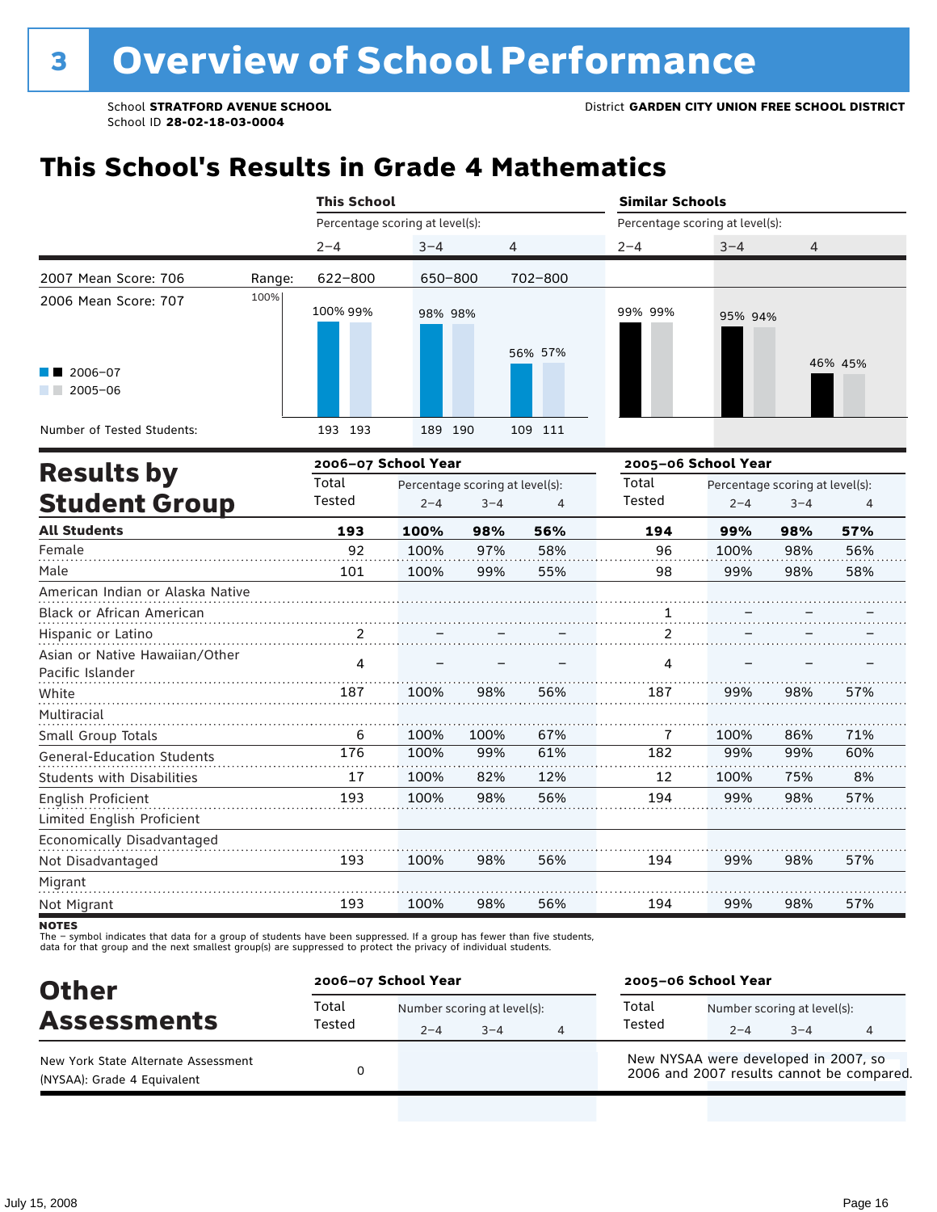# 3 Overview of School Performance

School **STRATFORD AVENUE SCHOOL**
School ID **28-02-18-03-0004**

District **GARDEN CITY UNION FREE SCHOOL DISTRICT**

## This School's Results in Grade 4 Mathematics

This School — Percentage scoring at level(s):

2–4 | 3–4 | 4

2007 Mean Score: 706 — Range: 622–800 | 650–800 | 702–800

2006 Mean Score: 707

100%

2006–07
2005–06

100% 99%
98% 98%
56% 57%

Number of Tested Students: 193 193 | 189 190 | 109 111

Similar Schools — Percentage scoring at level(s):

2–4 | 3–4 | 4

99% 99%
95% 94%
46% 45%

## Results by Student Group

| | 2006–07 School Year | | | | 2005–06 School Year | | | |
|---|---|---|---|---|---|---|---|---|
| | Total Tested | Percentage scoring at level(s): 2–4 | 3–4 | 4 | Total Tested | Percentage scoring at level(s): 2–4 | 3–4 | 4 |
| **All Students** | **193** | **100%** | **98%** | **56%** | **194** | **99%** | **98%** | **57%** |
| Female | 92 | 100% | 97% | 58% | 96 | 100% | 98% | 56% |
| Male | 101 | 100% | 99% | 55% | 98 | 99% | 98% | 58% |
| American Indian or Alaska Native | | | | | | | | |
| Black or African American | | | | | 1 | – | – | – |
| Hispanic or Latino | 2 | – | – | – | 2 | – | – | – |
| Asian or Native Hawaiian/Other Pacific Islander | 4 | – | – | – | 4 | – | – | – |
| White | 187 | 100% | 98% | 56% | 187 | 99% | 98% | 57% |
| Multiracial | | | | | | | | |
| Small Group Totals | 6 | 100% | 100% | 67% | 7 | 100% | 86% | 71% |
| General-Education Students | 176 | 100% | 99% | 61% | 182 | 99% | 99% | 60% |
| Students with Disabilities | 17 | 100% | 82% | 12% | 12 | 100% | 75% | 8% |
| English Proficient | 193 | 100% | 98% | 56% | 194 | 99% | 98% | 57% |
| Limited English Proficient | | | | | | | | |
| Economically Disadvantaged | | | | | | | | |
| Not Disadvantaged | 193 | 100% | 98% | 56% | 194 | 99% | 98% | 57% |
| Migrant | | | | | | | | |
| Not Migrant | 193 | 100% | 98% | 56% | 194 | 99% | 98% | 57% |

**NOTES**
The – symbol indicates that data for a group of students have been suppressed. If a group has fewer than five students, data for that group and the next smallest group(s) are suppressed to protect the privacy of individual students.

## Other Assessments

| | 2006–07 School Year | | | | 2005–06 School Year | | | |
|---|---|---|---|---|---|---|---|---|
| | Total Tested | Number scoring at level(s): 2–4 | 3–4 | 4 | Total Tested | Number scoring at level(s): 2–4 | 3–4 | 4 |
| New York State Alternate Assessment (NYSAA): Grade 4 Equivalent | 0 | | | | New NYSAA were developed in 2007, so 2006 and 2007 results cannot be compared. | | | |

July 15, 2008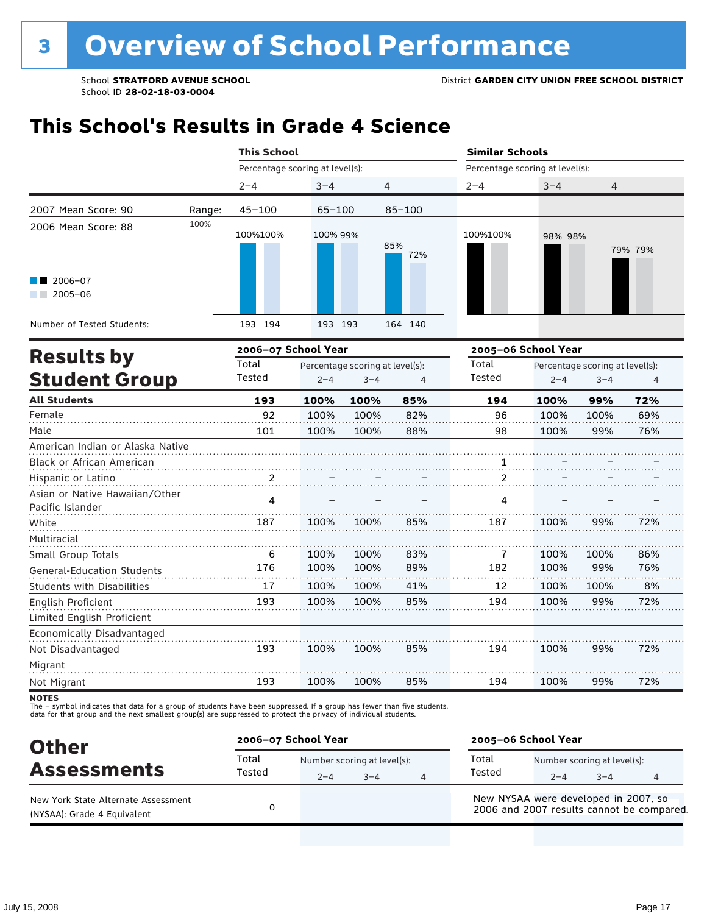# 3 Overview of School Performance

School **STRATFORD AVENUE SCHOOL**
School ID **28-02-18-03-0004**

District **GARDEN CITY UNION FREE SCHOOL DISTRICT**

## This School's Results in Grade 4 Science

This School — Percentage scoring at level(s): 2–4, 3–4, 4

Similar Schools — Percentage scoring at level(s): 2–4, 3–4, 4

2007 Mean Score: 90 Range: 45–100 65–100 85–100

2006 Mean Score: 88

100%

100% 100% 100% 99% 85% 72%

100% 100% 98% 98% 79% 79%

2006–07

2005–06

Number of Tested Students: 193 194 193 193 164 140

## Results by Student Group

| | 2006–07 School Year | | | | 2005–06 School Year | | | |
|---|---|---|---|---|---|---|---|---|
| | Total Tested | Percentage scoring at level(s): 2–4 | 3–4 | 4 | Total Tested | Percentage scoring at level(s): 2–4 | 3–4 | 4 |
| **All Students** | **193** | **100%** | **100%** | **85%** | **194** | **100%** | **99%** | **72%** |
| Female | 92 | 100% | 100% | 82% | 96 | 100% | 100% | 69% |
| Male | 101 | 100% | 100% | 88% | 98 | 100% | 99% | 76% |
| American Indian or Alaska Native | | | | | | | | |
| Black or African American | | | | | 1 | – | – | – |
| Hispanic or Latino | 2 | – | – | – | 2 | – | – | – |
| Asian or Native Hawaiian/Other Pacific Islander | 4 | – | – | – | 4 | – | – | – |
| White | 187 | 100% | 100% | 85% | 187 | 100% | 99% | 72% |
| Multiracial | | | | | | | | |
| Small Group Totals | 6 | 100% | 100% | 83% | 7 | 100% | 100% | 86% |
| General-Education Students | 176 | 100% | 100% | 89% | 182 | 100% | 99% | 76% |
| Students with Disabilities | 17 | 100% | 100% | 41% | 12 | 100% | 100% | 8% |
| English Proficient | 193 | 100% | 100% | 85% | 194 | 100% | 99% | 72% |
| Limited English Proficient | | | | | | | | |
| Economically Disadvantaged | | | | | | | | |
| Not Disadvantaged | 193 | 100% | 100% | 85% | 194 | 100% | 99% | 72% |
| Migrant | | | | | | | | |
| Not Migrant | 193 | 100% | 100% | 85% | 194 | 100% | 99% | 72% |

**NOTES**
The – symbol indicates that data for a group of students have been suppressed. If a group has fewer than five students, data for that group and the next smallest group(s) are suppressed to protect the privacy of individual students.

## Other Assessments

| | 2006–07 School Year | | | | 2005–06 School Year | | | |
|---|---|---|---|---|---|---|---|---|
| | Total Tested | Number scoring at level(s): 2–4 | 3–4 | 4 | Total Tested | Number scoring at level(s): 2–4 | 3–4 | 4 |
| New York State Alternate Assessment (NYSAA): Grade 4 Equivalent | 0 | | | | New NYSAA were developed in 2007, so 2006 and 2007 results cannot be compared. | | | |

July 15, 2008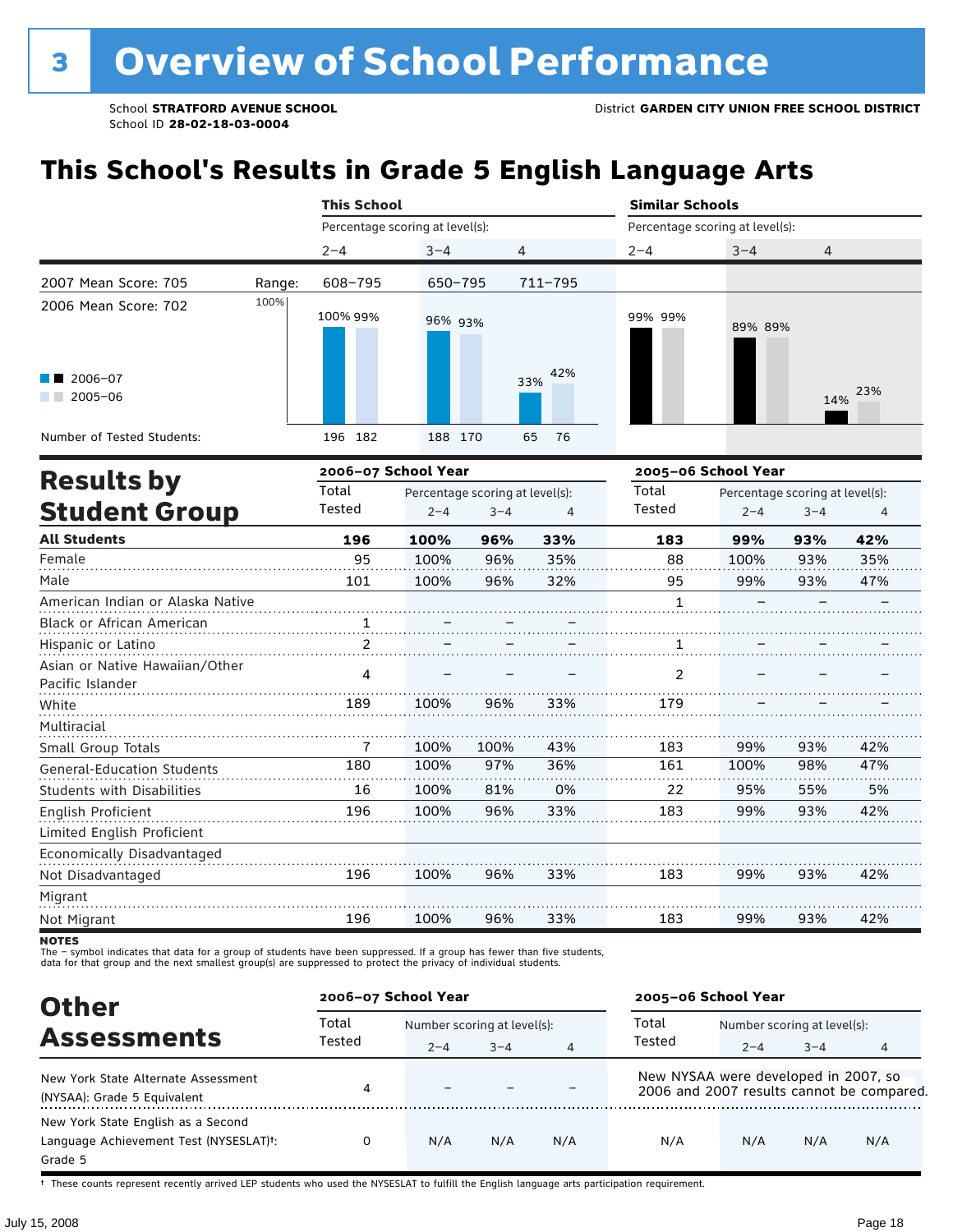# 3 Overview of School Performance

School **STRATFORD AVENUE SCHOOL**
School ID **28-02-18-03-0004**

District **GARDEN CITY UNION FREE SCHOOL DISTRICT**

## This School's Results in Grade 5 English Language Arts

This School — Percentage scoring at level(s):

| | | 2–4 | 3–4 | 4 |
|---|---|---|---|---|
| 2007 Mean Score: 705 | Range: | 608–795 | 650–795 | 711–795 |
| 2006 Mean Score: 702 | | | | |

100%

2006–07
2005–06

This School: 2–4: 100% 99%; 3–4: 96% 93%; 4: 33% 42%

Number of Tested Students: 196 182; 188 170; 65 76

Similar Schools — Percentage scoring at level(s): 2–4: 99% 99%; 3–4: 89% 89%; 4: 14% 23%

## Results by Student Group

| | 2006–07 School Year | | | | 2005–06 School Year | | | |
|---|---|---|---|---|---|---|---|---|
| | Total Tested | Percentage scoring at level(s): 2–4 | 3–4 | 4 | Total Tested | Percentage scoring at level(s): 2–4 | 3–4 | 4 |
| **All Students** | **196** | **100%** | **96%** | **33%** | **183** | **99%** | **93%** | **42%** |
| Female | 95 | 100% | 96% | 35% | 88 | 100% | 93% | 35% |
| Male | 101 | 100% | 96% | 32% | 95 | 99% | 93% | 47% |
| American Indian or Alaska Native | | | | | 1 | – | – | – |
| Black or African American | 1 | – | – | – | | | | |
| Hispanic or Latino | 2 | – | – | – | 1 | – | – | – |
| Asian or Native Hawaiian/Other Pacific Islander | 4 | – | – | – | 2 | – | – | – |
| White | 189 | 100% | 96% | 33% | 179 | – | – | – |
| Multiracial | | | | | | | | |
| Small Group Totals | 7 | 100% | 100% | 43% | 183 | 99% | 93% | 42% |
| General-Education Students | 180 | 100% | 97% | 36% | 161 | 100% | 98% | 47% |
| Students with Disabilities | 16 | 100% | 81% | 0% | 22 | 95% | 55% | 5% |
| English Proficient | 196 | 100% | 96% | 33% | 183 | 99% | 93% | 42% |
| Limited English Proficient | | | | | | | | |
| Economically Disadvantaged | | | | | | | | |
| Not Disadvantaged | 196 | 100% | 96% | 33% | 183 | 99% | 93% | 42% |
| Migrant | | | | | | | | |
| Not Migrant | 196 | 100% | 96% | 33% | 183 | 99% | 93% | 42% |

**NOTES**
The – symbol indicates that data for a group of students have been suppressed. If a group has fewer than five students, data for that group and the next smallest group(s) are suppressed to protect the privacy of individual students.

## Other Assessments

| | 2006–07 School Year | | | | 2005–06 School Year | | | |
|---|---|---|---|---|---|---|---|---|
| | Total Tested | Number scoring at level(s): 2–4 | 3–4 | 4 | Total Tested | Number scoring at level(s): 2–4 | 3–4 | 4 |
| New York State Alternate Assessment (NYSAA): Grade 5 Equivalent | 4 | – | – | – | New NYSAA were developed in 2007, so 2006 and 2007 results cannot be compared. | | | |
| New York State English as a Second Language Achievement Test (NYSESLAT)†: Grade 5 | 0 | N/A | N/A | N/A | N/A | N/A | N/A | N/A |

† These counts represent recently arrived LEP students who used the NYSESLAT to fulfill the English language arts participation requirement.

July 15, 2008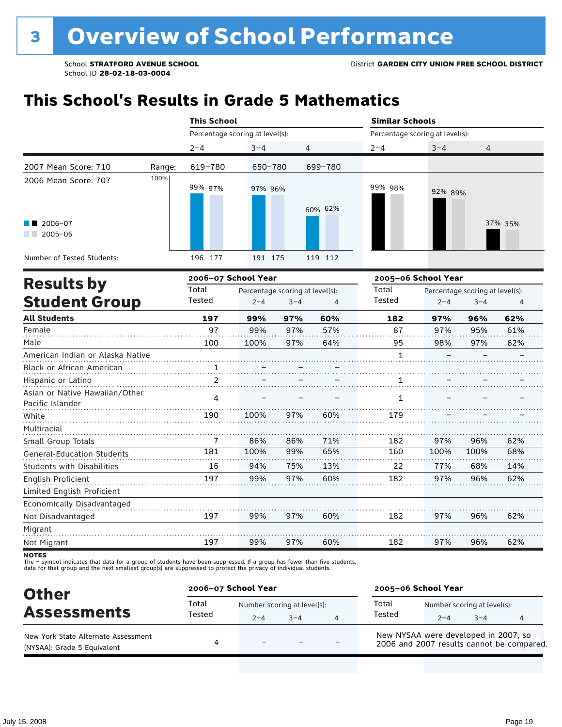# 3 Overview of School Performance

School **STRATFORD AVENUE SCHOOL**
School ID **28-02-18-03-0004**

District **GARDEN CITY UNION FREE SCHOOL DISTRICT**

## This School's Results in Grade 5 Mathematics

This School — Percentage scoring at level(s): 2–4, 3–4, 4

Similar Schools — Percentage scoring at level(s): 2–4, 3–4, 4

2007 Mean Score: 710 — Range: 619–780, 650–780, 699–780

2006 Mean Score: 707

100%

2006–07
2005–06

This School: 99% 97% | 97% 96% | 60% 62%

Similar Schools: 99% 98% | 92% 89% | 37% 35%

Number of Tested Students: 196 177 | 191 175 | 119 112

## Results by Student Group

| | 2006–07 School Year | | | | 2005–06 School Year | | | |
|---|---|---|---|---|---|---|---|---|
| | Total Tested | Percentage scoring at level(s): 2–4 | 3–4 | 4 | Total Tested | Percentage scoring at level(s): 2–4 | 3–4 | 4 |
| **All Students** | **197** | **99%** | **97%** | **60%** | **182** | **97%** | **96%** | **62%** |
| Female | 97 | 99% | 97% | 57% | 87 | 97% | 95% | 61% |
| Male | 100 | 100% | 97% | 64% | 95 | 98% | 97% | 62% |
| American Indian or Alaska Native | | | | | 1 | – | – | – |
| Black or African American | 1 | – | – | – | | | | |
| Hispanic or Latino | 2 | – | – | – | 1 | – | – | – |
| Asian or Native Hawaiian/Other Pacific Islander | 4 | – | – | – | 1 | – | – | – |
| White | 190 | 100% | 97% | 60% | 179 | – | – | – |
| Multiracial | | | | | | | | |
| Small Group Totals | 7 | 86% | 86% | 71% | 182 | 97% | 96% | 62% |
| General-Education Students | 181 | 100% | 99% | 65% | 160 | 100% | 100% | 68% |
| Students with Disabilities | 16 | 94% | 75% | 13% | 22 | 77% | 68% | 14% |
| English Proficient | 197 | 99% | 97% | 60% | 182 | 97% | 96% | 62% |
| Limited English Proficient | | | | | | | | |
| Economically Disadvantaged | | | | | | | | |
| Not Disadvantaged | 197 | 99% | 97% | 60% | 182 | 97% | 96% | 62% |
| Migrant | | | | | | | | |
| Not Migrant | 197 | 99% | 97% | 60% | 182 | 97% | 96% | 62% |

**NOTES**
The – symbol indicates that data for a group of students have been suppressed. If a group has fewer than five students, data for that group and the next smallest group(s) are suppressed to protect the privacy of individual students.

## Other Assessments

| | 2006–07 School Year | | | | 2005–06 School Year | | | |
|---|---|---|---|---|---|---|---|---|
| | Total Tested | Number scoring at level(s): 2–4 | 3–4 | 4 | Total Tested | Number scoring at level(s): 2–4 | 3–4 | 4 |
| New York State Alternate Assessment (NYSAA): Grade 5 Equivalent | 4 | – | – | – | New NYSAA were developed in 2007, so 2006 and 2007 results cannot be compared. | | | |

July 15, 2008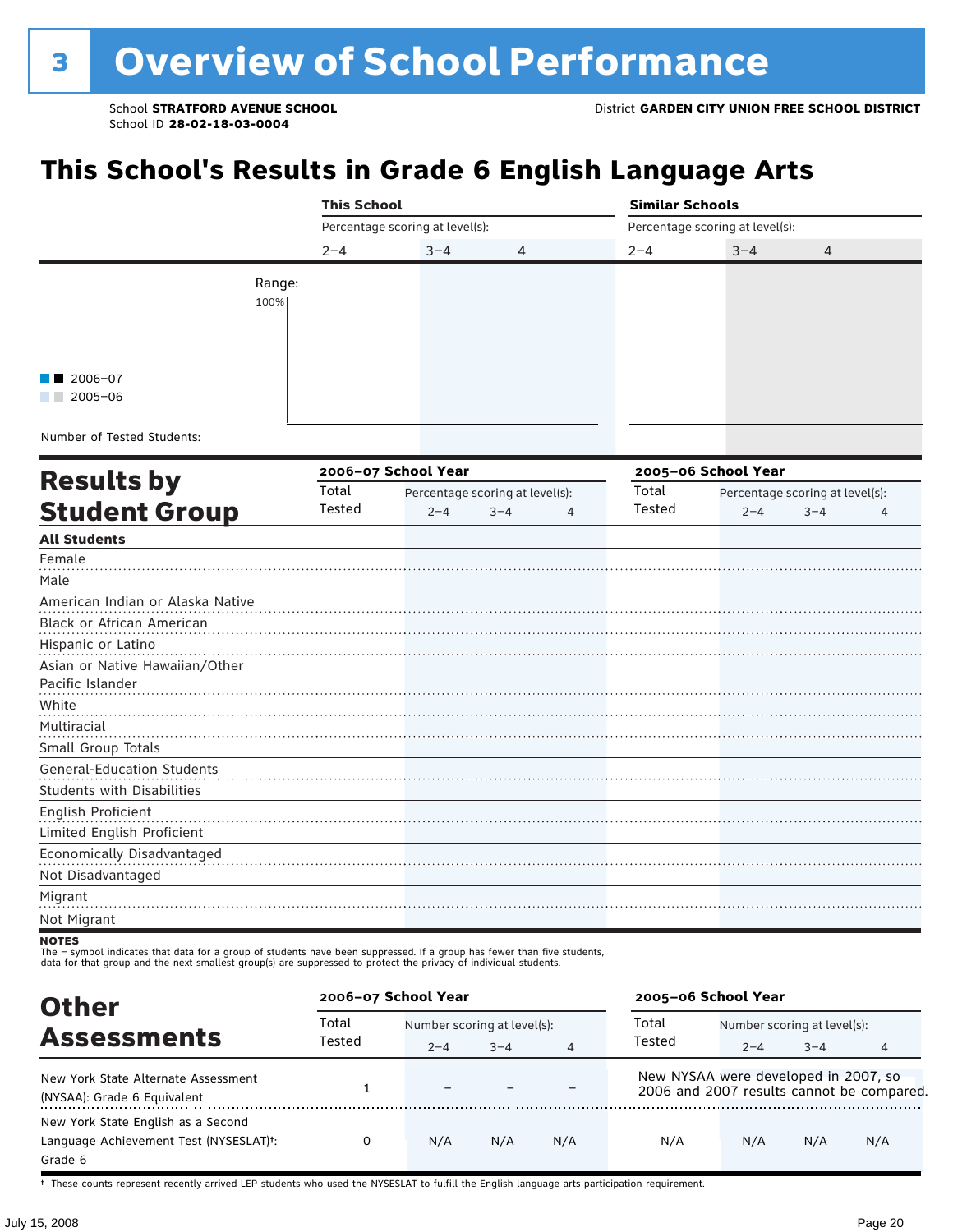# 3 Overview of School Performance

School **STRATFORD AVENUE SCHOOL**
School ID **28-02-18-03-0004**

District **GARDEN CITY UNION FREE SCHOOL DISTRICT**

## This School's Results in Grade 6 English Language Arts

| | This School | | | Similar Schools | | |
|---|---|---|---|---|---|---|
| | Percentage scoring at level(s): | | | Percentage scoring at level(s): | | |
| | 2–4 | 3–4 | 4 | 2–4 | 3–4 | 4 |
| Range: | | | | | | |
| Number of Tested Students: | | | | | | |

100%

2006–07
2005–06

## Results by Student Group

| | 2006–07 School Year | | | | 2005–06 School Year | | | |
|---|---|---|---|---|---|---|---|---|
| | Total Tested | Percentage scoring at level(s): 2–4 | 3–4 | 4 | Total Tested | Percentage scoring at level(s): 2–4 | 3–4 | 4 |
| **All Students** | | | | | | | | |
| Female | | | | | | | | |
| Male | | | | | | | | |
| American Indian or Alaska Native | | | | | | | | |
| Black or African American | | | | | | | | |
| Hispanic or Latino | | | | | | | | |
| Asian or Native Hawaiian/Other Pacific Islander | | | | | | | | |
| White | | | | | | | | |
| Multiracial | | | | | | | | |
| Small Group Totals | | | | | | | | |
| General-Education Students | | | | | | | | |
| Students with Disabilities | | | | | | | | |
| English Proficient | | | | | | | | |
| Limited English Proficient | | | | | | | | |
| Economically Disadvantaged | | | | | | | | |
| Not Disadvantaged | | | | | | | | |
| Migrant | | | | | | | | |
| Not Migrant | | | | | | | | |

**NOTES**
The – symbol indicates that data for a group of students have been suppressed. If a group has fewer than five students, data for that group and the next smallest group(s) are suppressed to protect the privacy of individual students.

## Other Assessments

| | 2006–07 School Year | | | | 2005–06 School Year | | | |
|---|---|---|---|---|---|---|---|---|
| | Total Tested | Number scoring at level(s): 2–4 | 3–4 | 4 | Total Tested | Number scoring at level(s): 2–4 | 3–4 | 4 |
| New York State Alternate Assessment (NYSAA): Grade 6 Equivalent | 1 | – | – | – | New NYSAA were developed in 2007, so 2006 and 2007 results cannot be compared. | | | |
| New York State English as a Second Language Achievement Test (NYSESLAT)†: Grade 6 | 0 | N/A | N/A | N/A | N/A | N/A | N/A | N/A |

† These counts represent recently arrived LEP students who used the NYSESLAT to fulfill the English language arts participation requirement.

July 15, 2008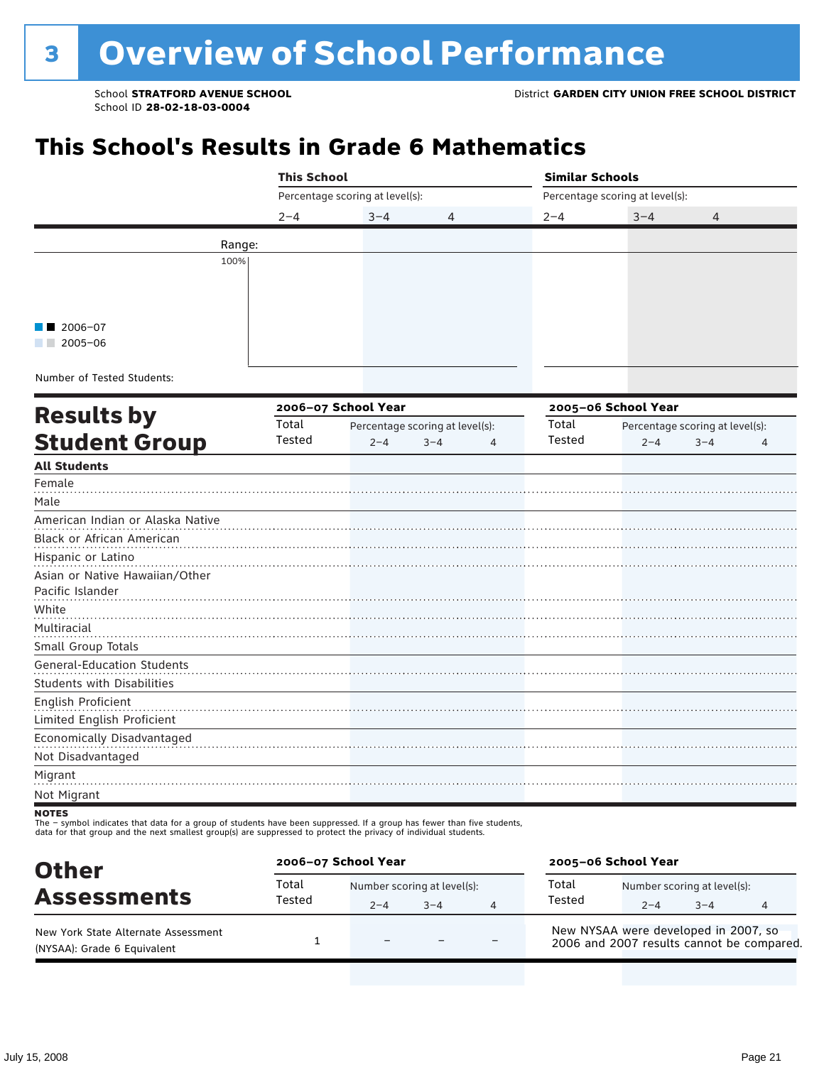# 3 Overview of School Performance

School **STRATFORD AVENUE SCHOOL**
School ID **28-02-18-03-0004**

District **GARDEN CITY UNION FREE SCHOOL DISTRICT**

## This School's Results in Grade 6 Mathematics

This School — Percentage scoring at level(s): 2–4, 3–4, 4

Similar Schools — Percentage scoring at level(s): 2–4, 3–4, 4

Range:

100%

2006–07

2005–06

Number of Tested Students:

## Results by Student Group

| | 2006–07 School Year | | | | 2005–06 School Year | | | |
|---|---|---|---|---|---|---|---|---|
| | Total Tested | Percentage scoring at level(s): 2–4 | 3–4 | 4 | Total Tested | Percentage scoring at level(s): 2–4 | 3–4 | 4 |
| **All Students** | | | | | | | | |
| Female | | | | | | | | |
| Male | | | | | | | | |
| American Indian or Alaska Native | | | | | | | | |
| Black or African American | | | | | | | | |
| Hispanic or Latino | | | | | | | | |
| Asian or Native Hawaiian/Other Pacific Islander | | | | | | | | |
| White | | | | | | | | |
| Multiracial | | | | | | | | |
| Small Group Totals | | | | | | | | |
| General-Education Students | | | | | | | | |
| Students with Disabilities | | | | | | | | |
| English Proficient | | | | | | | | |
| Limited English Proficient | | | | | | | | |
| Economically Disadvantaged | | | | | | | | |
| Not Disadvantaged | | | | | | | | |
| Migrant | | | | | | | | |
| Not Migrant | | | | | | | | |

**NOTES**
The – symbol indicates that data for a group of students have been suppressed. If a group has fewer than five students, data for that group and the next smallest group(s) are suppressed to protect the privacy of individual students.

## Other Assessments

| | 2006–07 School Year | | | | 2005–06 School Year | | | |
|---|---|---|---|---|---|---|---|---|
| | Total Tested | Number scoring at level(s): 2–4 | 3–4 | 4 | Total Tested | Number scoring at level(s): 2–4 | 3–4 | 4 |
| New York State Alternate Assessment (NYSAA): Grade 6 Equivalent | 1 | – | – | – | New NYSAA were developed in 2007, so 2006 and 2007 results cannot be compared. | | | |